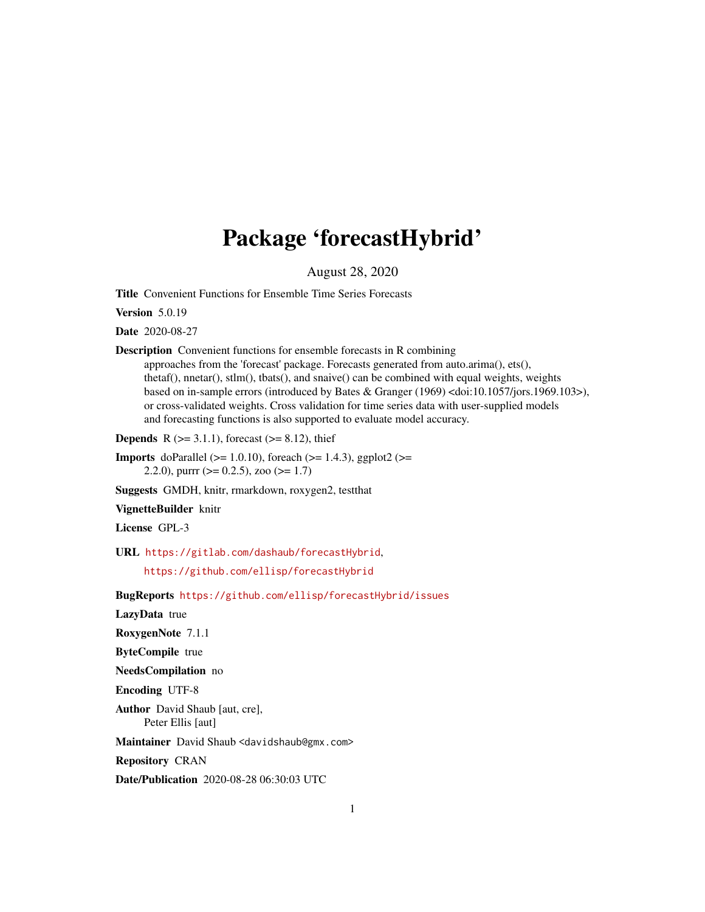# Package 'forecastHybrid'

August 28, 2020

**Title** Convenient Functions for Ensemble Time Series Forecasts

**Version** 5.0.19

**Date** 2020-08-27

**Description** Convenient functions for ensemble forecasts in R combining approaches from the 'forecast' package. Forecasts generated from auto.arima(), ets(), thetaf(), nnetar(), stlm(), tbats(), and snaive() can be combined with equal weights, weights based on in-sample errors (introduced by Bates & Granger (1969) <doi:10.1057/jors.1969.103>), or cross-validated weights. Cross validation for time series data with user-supplied models and forecasting functions is also supported to evaluate model accuracy.

**Depends** R (>= 3.1.1), forecast (>= 8.12), thief

**Imports** doParallel (>= 1.0.10), foreach (>= 1.4.3), ggplot2 (>= 2.2.0), purrr (>= 0.2.5), zoo (>= 1.7)

**Suggests** GMDH, knitr, rmarkdown, roxygen2, testthat

**VignetteBuilder** knitr

**License** GPL-3

**URL** https://gitlab.com/dashaub/forecastHybrid,
https://github.com/ellisp/forecastHybrid

**BugReports** https://github.com/ellisp/forecastHybrid/issues

**LazyData** true

**RoxygenNote** 7.1.1

**ByteCompile** true

**NeedsCompilation** no

**Encoding** UTF-8

**Author** David Shaub [aut, cre],
Peter Ellis [aut]

**Maintainer** David Shaub <davidshaub@gmx.com>

**Repository** CRAN

**Date/Publication** 2020-08-28 06:30:03 UTC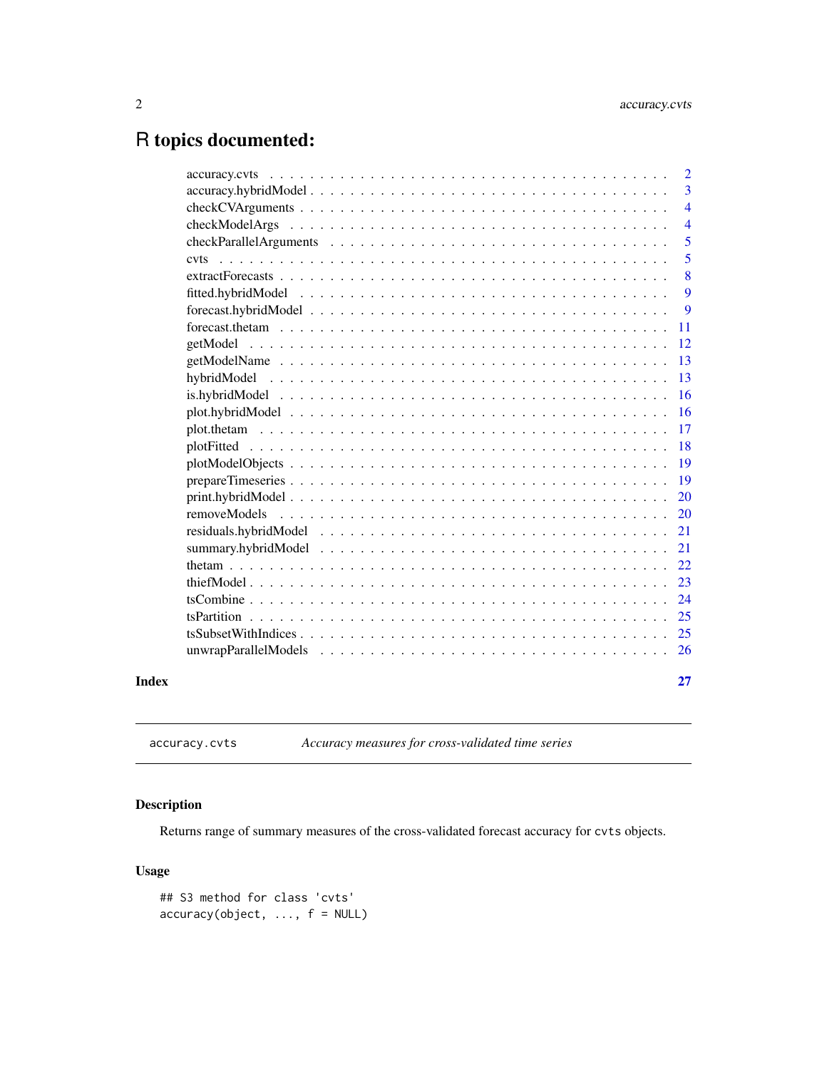# R topics documented:

| | |
|---|---|
| accuracy.cvts | 2 |
| accuracy.hybridModel | 3 |
| checkCVArguments | 4 |
| checkModelArgs | 4 |
| checkParallelArguments | 5 |
| cvts | 5 |
| extractForecasts | 8 |
| fitted.hybridModel | 9 |
| forecast.hybridModel | 9 |
| forecast.thetam | 11 |
| getModel | 12 |
| getModelName | 13 |
| hybridModel | 13 |
| is.hybridModel | 16 |
| plot.hybridModel | 16 |
| plot.thetam | 17 |
| plotFitted | 18 |
| plotModelObjects | 19 |
| prepareTimeseries | 19 |
| print.hybridModel | 20 |
| removeModels | 20 |
| residuals.hybridModel | 21 |
| summary.hybridModel | 21 |
| thetam | 22 |
| thiefModel | 23 |
| tsCombine | 24 |
| tsPartition | 25 |
| tsSubsetWithIndices | 25 |
| unwrapParallelModels | 26 |
| **Index** | **27** |

---

`accuracy.cvts` — *Accuracy measures for cross-validated time series*

---

## Description

Returns range of summary measures of the cross-validated forecast accuracy for `cvts` objects.

## Usage

```
## S3 method for class 'cvts'
accuracy(object, ..., f = NULL)
```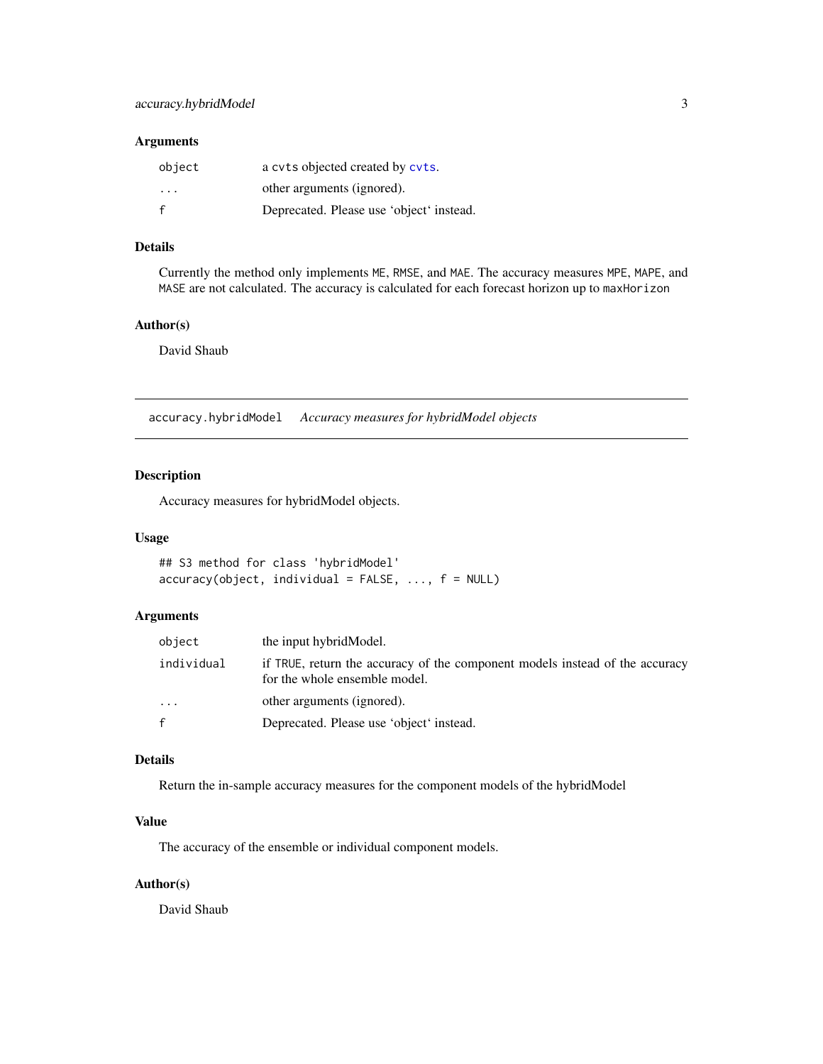### Arguments

| | |
|---|---|
| `object` | a `cvts` objected created by `cvts`. |
| `...` | other arguments (ignored). |
| `f` | Deprecated. Please use 'object' instead. |

### Details

Currently the method only implements `ME`, `RMSE`, and `MAE`. The accuracy measures `MPE`, `MAPE`, and `MASE` are not calculated. The accuracy is calculated for each forecast horizon up to `maxHorizon`

### Author(s)

David Shaub

---

## accuracy.hybridModel *Accuracy measures for hybridModel objects*

---

### Description

Accuracy measures for hybridModel objects.

### Usage

```
## S3 method for class 'hybridModel'
accuracy(object, individual = FALSE, ..., f = NULL)
```

### Arguments

| | |
|---|---|
| `object` | the input hybridModel. |
| `individual` | if `TRUE`, return the accuracy of the component models instead of the accuracy for the whole ensemble model. |
| `...` | other arguments (ignored). |
| `f` | Deprecated. Please use 'object' instead. |

### Details

Return the in-sample accuracy measures for the component models of the hybridModel

### Value

The accuracy of the ensemble or individual component models.

### Author(s)

David Shaub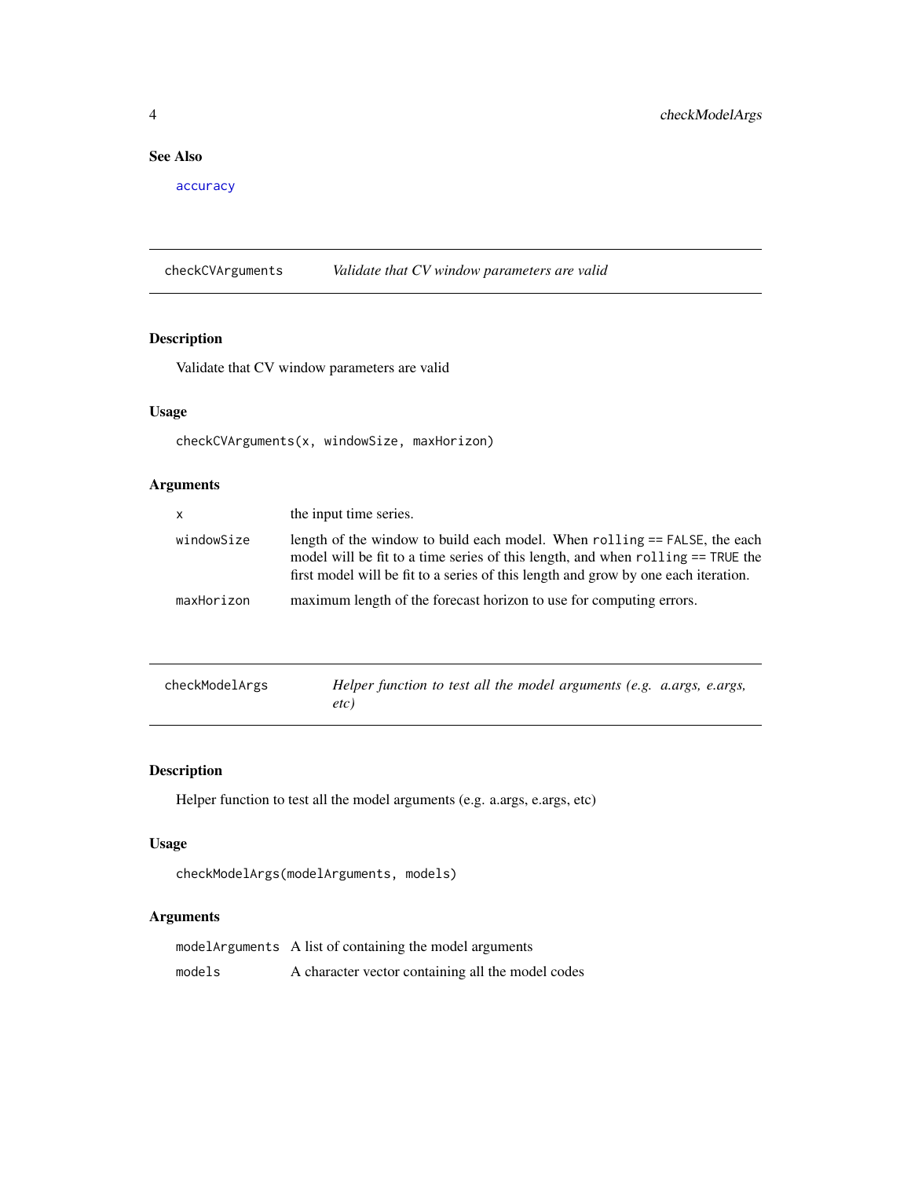### See Also

accuracy

---

## checkCVArguments *Validate that CV window parameters are valid*

### Description

Validate that CV window parameters are valid

### Usage

```
checkCVArguments(x, windowSize, maxHorizon)
```

### Arguments

| | |
|---|---|
| x | the input time series. |
| windowSize | length of the window to build each model. When `rolling == FALSE`, the each model will be fit to a time series of this length, and when `rolling == TRUE` the first model will be fit to a series of this length and grow by one each iteration. |
| maxHorizon | maximum length of the forecast horizon to use for computing errors. |

---

## checkModelArgs *Helper function to test all the model arguments (e.g. a.args, e.args, etc)*

### Description

Helper function to test all the model arguments (e.g. a.args, e.args, etc)

### Usage

```
checkModelArgs(modelArguments, models)
```

### Arguments

| | |
|---|---|
| modelArguments | A list of containing the model arguments |
| models | A character vector containing all the model codes |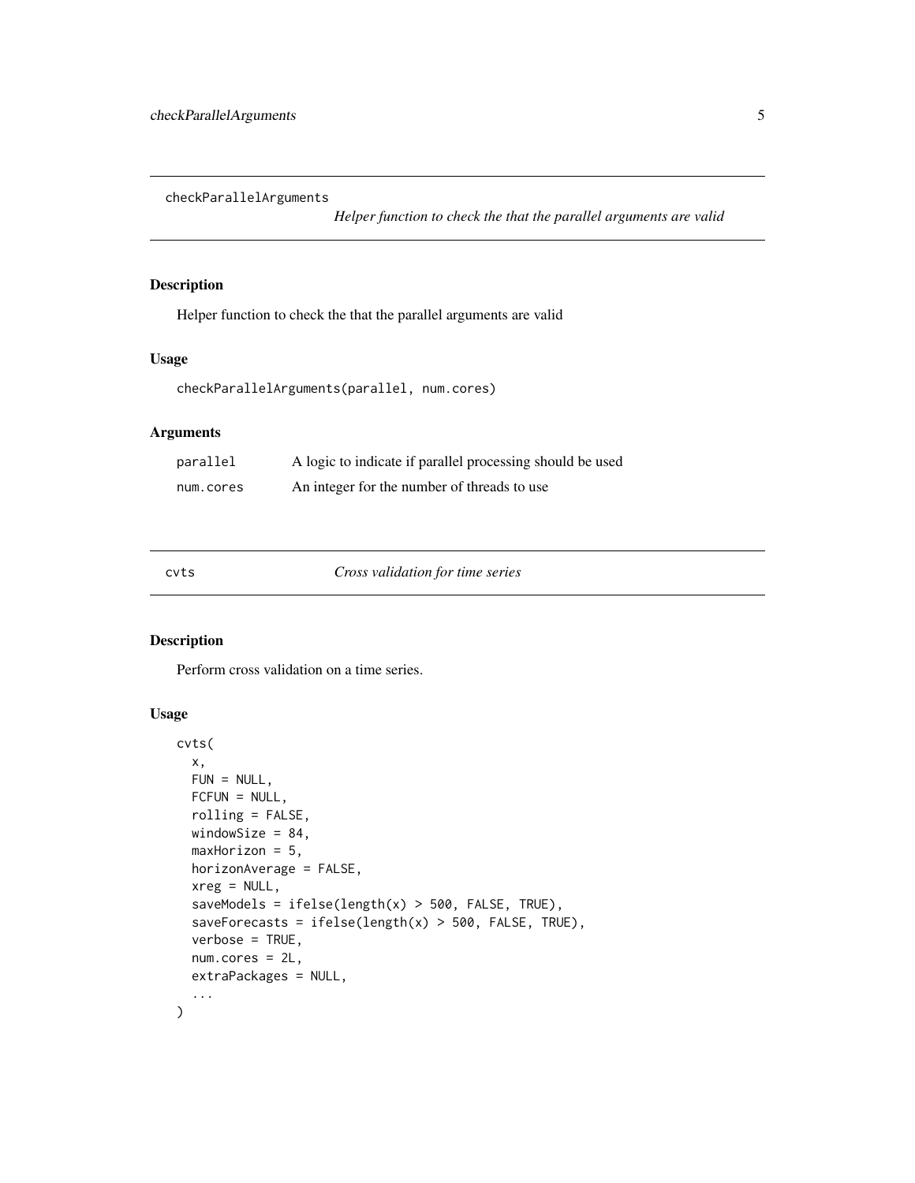## checkParallelArguments

*Helper function to check the that the parallel arguments are valid*

### Description

Helper function to check the that the parallel arguments are valid

### Usage

```
checkParallelArguments(parallel, num.cores)
```

### Arguments

| | |
|---|---|
| parallel | A logic to indicate if parallel processing should be used |
| num.cores | An integer for the number of threads to use |

## cvts

*Cross validation for time series*

### Description

Perform cross validation on a time series.

### Usage

```
cvts(
  x,
  FUN = NULL,
  FCFUN = NULL,
  rolling = FALSE,
  windowSize = 84,
  maxHorizon = 5,
  horizonAverage = FALSE,
  xreg = NULL,
  saveModels = ifelse(length(x) > 500, FALSE, TRUE),
  saveForecasts = ifelse(length(x) > 500, FALSE, TRUE),
  verbose = TRUE,
  num.cores = 2L,
  extraPackages = NULL,
  ...
)
```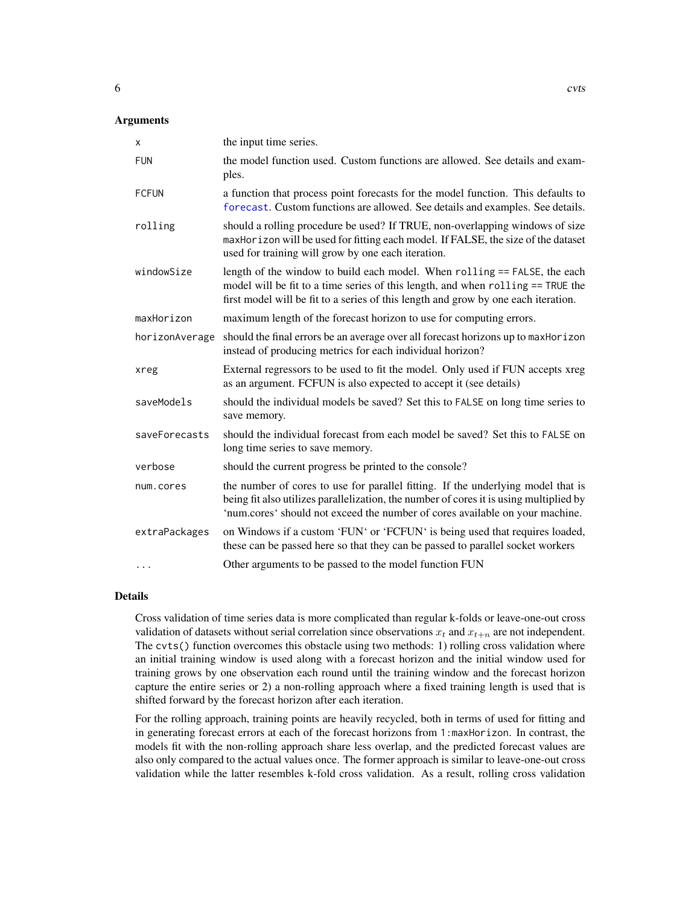## Arguments

| | |
|---|---|
| `x` | the input time series. |
| `FUN` | the model function used. Custom functions are allowed. See details and examples. |
| `FCFUN` | a function that process point forecasts for the model function. This defaults to `forecast`. Custom functions are allowed. See details and examples. See details. |
| `rolling` | should a rolling procedure be used? If TRUE, non-overlapping windows of size `maxHorizon` will be used for fitting each model. If FALSE, the size of the dataset used for training will grow by one each iteration. |
| `windowSize` | length of the window to build each model. When `rolling == FALSE`, the each model will be fit to a time series of this length, and when `rolling == TRUE` the first model will be fit to a series of this length and grow by one each iteration. |
| `maxHorizon` | maximum length of the forecast horizon to use for computing errors. |
| `horizonAverage` | should the final errors be an average over all forecast horizons up to `maxHorizon` instead of producing metrics for each individual horizon? |
| `xreg` | External regressors to be used to fit the model. Only used if FUN accepts xreg as an argument. FCFUN is also expected to accept it (see details) |
| `saveModels` | should the individual models be saved? Set this to `FALSE` on long time series to save memory. |
| `saveForecasts` | should the individual forecast from each model be saved? Set this to `FALSE` on long time series to save memory. |
| `verbose` | should the current progress be printed to the console? |
| `num.cores` | the number of cores to use for parallel fitting. If the underlying model that is being fit also utilizes parallelization, the number of cores it is using multiplied by 'num.cores' should not exceed the number of cores available on your machine. |
| `extraPackages` | on Windows if a custom 'FUN' or 'FCFUN' is being used that requires loaded, these can be passed here so that they can be passed to parallel socket workers |
| `...` | Other arguments to be passed to the model function FUN |

## Details

Cross validation of time series data is more complicated than regular k-folds or leave-one-out cross validation of datasets without serial correlation since observations $x_t$ and $x_{t+n}$ are not independent. The `cvts()` function overcomes this obstacle using two methods: 1) rolling cross validation where an initial training window is used along with a forecast horizon and the initial window used for training grows by one observation each round until the training window and the forecast horizon capture the entire series or 2) a non-rolling approach where a fixed training length is used that is shifted forward by the forecast horizon after each iteration.

For the rolling approach, training points are heavily recycled, both in terms of used for fitting and in generating forecast errors at each of the forecast horizons from `1:maxHorizon`. In contrast, the models fit with the non-rolling approach share less overlap, and the predicted forecast values are also only compared to the actual values once. The former approach is similar to leave-one-out cross validation while the latter resembles k-fold cross validation. As a result, rolling cross validation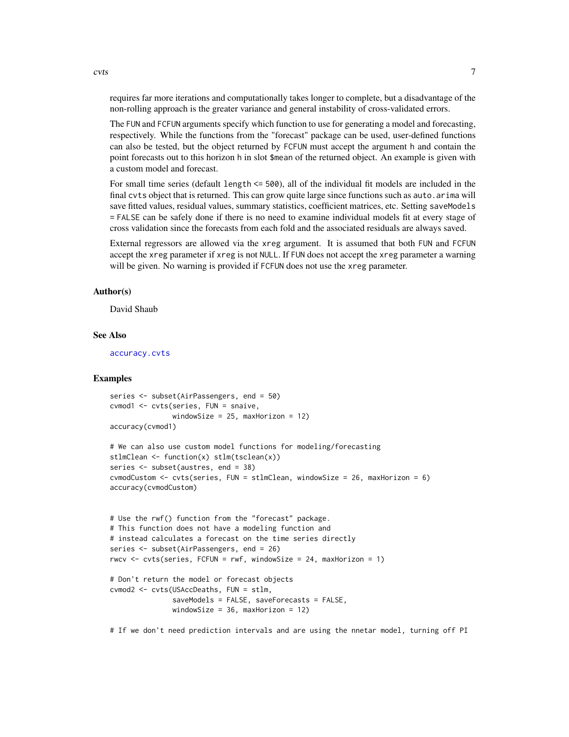requires far more iterations and computationally takes longer to complete, but a disadvantage of the non-rolling approach is the greater variance and general instability of cross-validated errors.

The `FUN` and `FCFUN` arguments specify which function to use for generating a model and forecasting, respectively. While the functions from the "forecast" package can be used, user-defined functions can also be tested, but the object returned by `FCFUN` must accept the argument `h` and contain the point forecasts out to this horizon `h` in slot `$mean` of the returned object. An example is given with a custom model and forecast.

For small time series (default `length <= 500`), all of the individual fit models are included in the final `cvts` object that is returned. This can grow quite large since functions such as `auto.arima` will save fitted values, residual values, summary statistics, coefficient matrices, etc. Setting `saveModels = FALSE` can be safely done if there is no need to examine individual models fit at every stage of cross validation since the forecasts from each fold and the associated residuals are always saved.

External regressors are allowed via the `xreg` argument. It is assumed that both `FUN` and `FCFUN` accept the `xreg` parameter if `xreg` is not `NULL`. If `FUN` does not accept the `xreg` parameter a warning will be given. No warning is provided if `FCFUN` does not use the `xreg` parameter.

### Author(s)

David Shaub

### See Also

accuracy.cvts

### Examples

```
series <- subset(AirPassengers, end = 50)
cvmod1 <- cvts(series, FUN = snaive,
               windowSize = 25, maxHorizon = 12)
accuracy(cvmod1)

# We can also use custom model functions for modeling/forecasting
stlmClean <- function(x) stlm(tsclean(x))
series <- subset(austres, end = 38)
cvmodCustom <- cvts(series, FUN = stlmClean, windowSize = 26, maxHorizon = 6)
accuracy(cvmodCustom)


# Use the rwf() function from the "forecast" package.
# This function does not have a modeling function and
# instead calculates a forecast on the time series directly
series <- subset(AirPassengers, end = 26)
rwcv <- cvts(series, FCFUN = rwf, windowSize = 24, maxHorizon = 1)

# Don't return the model or forecast objects
cvmod2 <- cvts(USAccDeaths, FUN = stlm,
               saveModels = FALSE, saveForecasts = FALSE,
               windowSize = 36, maxHorizon = 12)

# If we don't need prediction intervals and are using the nnetar model, turning off PI
```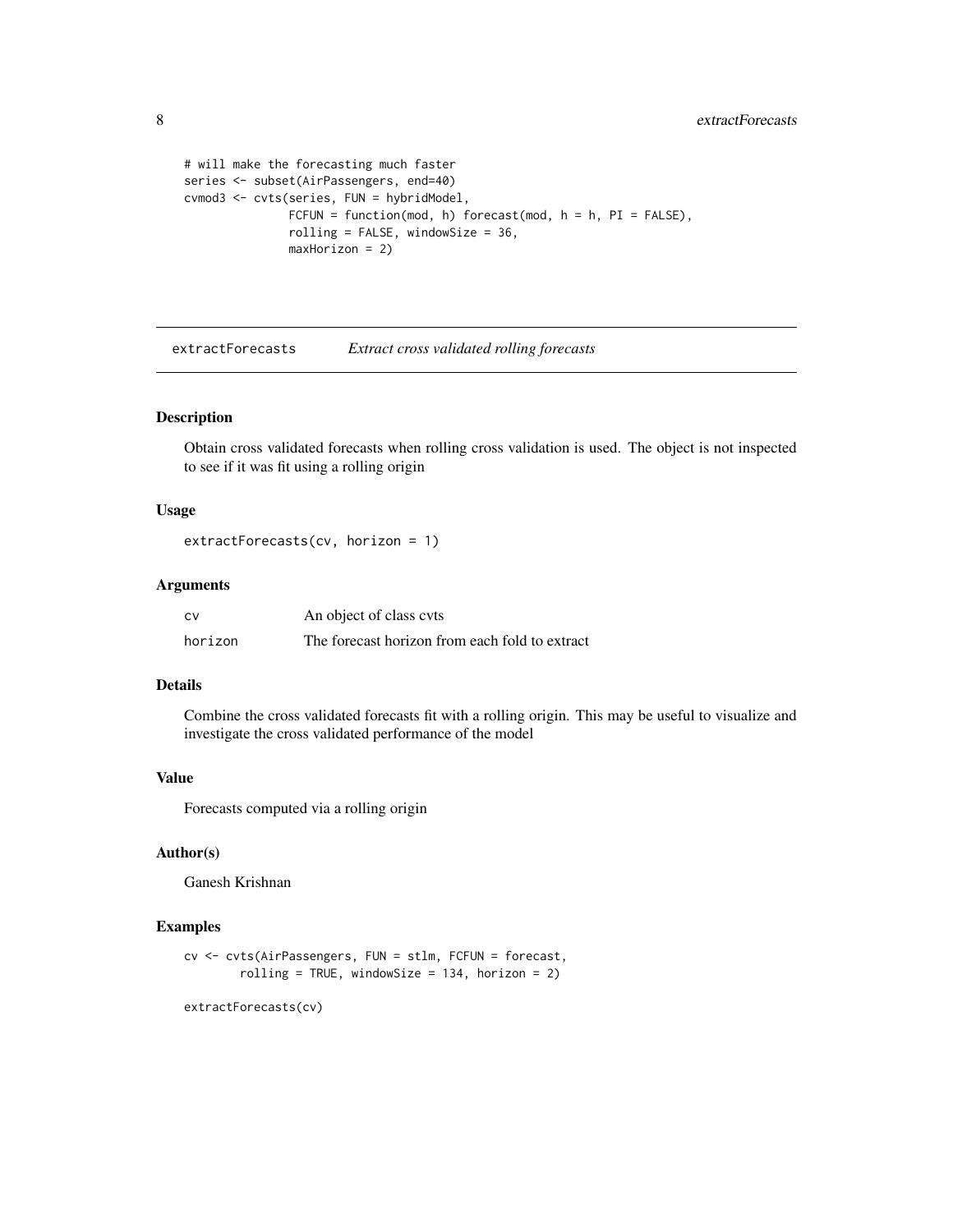```
# will make the forecasting much faster
series <- subset(AirPassengers, end=40)
cvmod3 <- cvts(series, FUN = hybridModel,
               FCFUN = function(mod, h) forecast(mod, h = h, PI = FALSE),
               rolling = FALSE, windowSize = 36,
               maxHorizon = 2)
```

---

## extractForecasts — *Extract cross validated rolling forecasts*

---

### Description

Obtain cross validated forecasts when rolling cross validation is used. The object is not inspected to see if it was fit using a rolling origin

### Usage

```
extractForecasts(cv, horizon = 1)
```

### Arguments

| | |
|---|---|
| `cv` | An object of class cvts |
| `horizon` | The forecast horizon from each fold to extract |

### Details

Combine the cross validated forecasts fit with a rolling origin. This may be useful to visualize and investigate the cross validated performance of the model

### Value

Forecasts computed via a rolling origin

### Author(s)

Ganesh Krishnan

### Examples

```
cv <- cvts(AirPassengers, FUN = stlm, FCFUN = forecast,
        rolling = TRUE, windowSize = 134, horizon = 2)

extractForecasts(cv)
```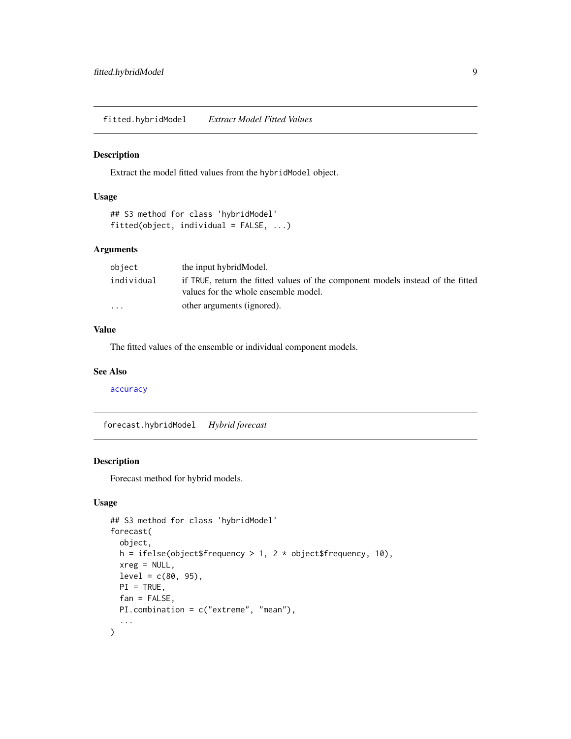## fitted.hybridModel *Extract Model Fitted Values*

### Description

Extract the model fitted values from the `hybridModel` object.

### Usage

```
## S3 method for class 'hybridModel'
fitted(object, individual = FALSE, ...)
```

### Arguments

| | |
|---|---|
| `object` | the input hybridModel. |
| `individual` | if `TRUE`, return the fitted values of the component models instead of the fitted values for the whole ensemble model. |
| `...` | other arguments (ignored). |

### Value

The fitted values of the ensemble or individual component models.

### See Also

accuracy

## forecast.hybridModel *Hybrid forecast*

### Description

Forecast method for hybrid models.

### Usage

```
## S3 method for class 'hybridModel'
forecast(
  object,
  h = ifelse(object$frequency > 1, 2 * object$frequency, 10),
  xreg = NULL,
  level = c(80, 95),
  PI = TRUE,
  fan = FALSE,
  PI.combination = c("extreme", "mean"),
  ...
)
```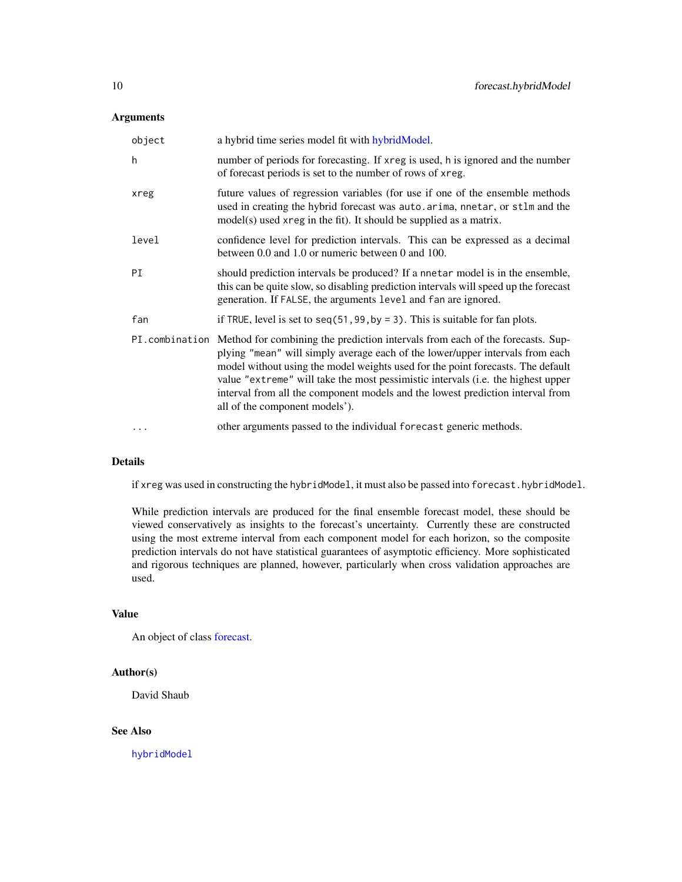## Arguments

| | |
|---|---|
| `object` | a hybrid time series model fit with hybridModel. |
| `h` | number of periods for forecasting. If `xreg` is used, `h` is ignored and the number of forecast periods is set to the number of rows of `xreg`. |
| `xreg` | future values of regression variables (for use if one of the ensemble methods used in creating the hybrid forecast was `auto.arima`, `nnetar`, or `stlm` and the model(s) used `xreg` in the fit). It should be supplied as a matrix. |
| `level` | confidence level for prediction intervals. This can be expressed as a decimal between 0.0 and 1.0 or numeric between 0 and 100. |
| `PI` | should prediction intervals be produced? If a `nnetar` model is in the ensemble, this can be quite slow, so disabling prediction intervals will speed up the forecast generation. If `FALSE`, the arguments `level` and `fan` are ignored. |
| `fan` | if `TRUE`, level is set to `seq(51,99,by = 3)`. This is suitable for fan plots. |
| `PI.combination` | Method for combining the prediction intervals from each of the forecasts. Supplying `"mean"` will simply average each of the lower/upper intervals from each model without using the model weights used for the point forecasts. The default value `"extreme"` will take the most pessimistic intervals (i.e. the highest upper interval from all the component models and the lowest prediction interval from all of the component models'). |
| `...` | other arguments passed to the individual `forecast` generic methods. |

## Details

if `xreg` was used in constructing the `hybridModel`, it must also be passed into `forecast.hybridModel`.

While prediction intervals are produced for the final ensemble forecast model, these should be viewed conservatively as insights to the forecast's uncertainty. Currently these are constructed using the most extreme interval from each component model for each horizon, so the composite prediction intervals do not have statistical guarantees of asymptotic efficiency. More sophisticated and rigorous techniques are planned, however, particularly when cross validation approaches are used.

## Value

An object of class forecast.

## Author(s)

David Shaub

## See Also

`hybridModel`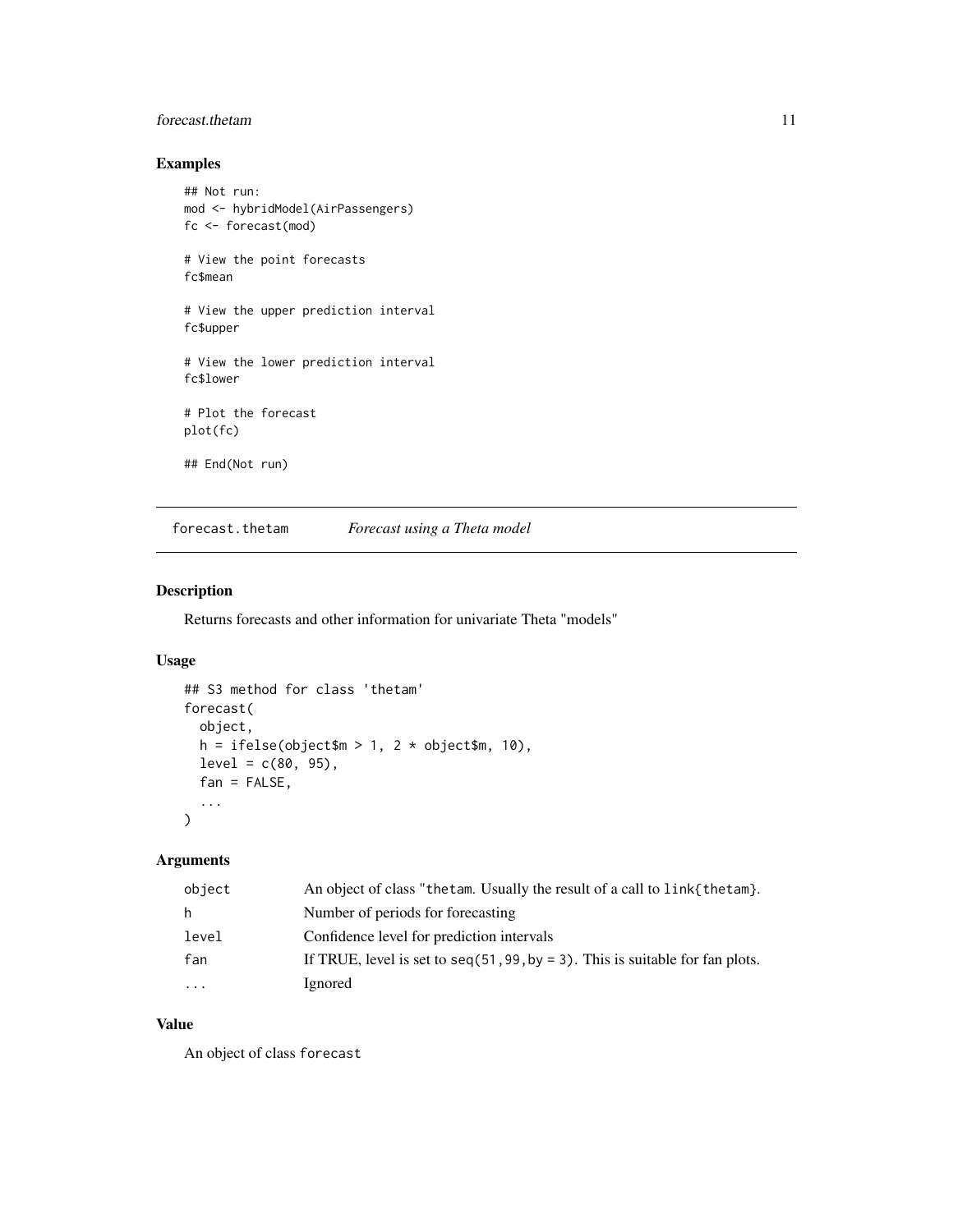## Examples

```
## Not run:
mod <- hybridModel(AirPassengers)
fc <- forecast(mod)

# View the point forecasts
fc$mean

# View the upper prediction interval
fc$upper

# View the lower prediction interval
fc$lower

# Plot the forecast
plot(fc)

## End(Not run)
```

---

# forecast.thetam — *Forecast using a Theta model*

## Description

Returns forecasts and other information for univariate Theta "models"

## Usage

```
## S3 method for class 'thetam'
forecast(
  object,
  h = ifelse(object$m > 1, 2 * object$m, 10),
  level = c(80, 95),
  fan = FALSE,
  ...
)
```

## Arguments

| | |
|---|---|
| object | An object of class "thetam. Usually the result of a call to `link{thetam}`. |
| h | Number of periods for forecasting |
| level | Confidence level for prediction intervals |
| fan | If TRUE, level is set to `seq(51,99,by = 3)`. This is suitable for fan plots. |
| ... | Ignored |

## Value

An object of class `forecast`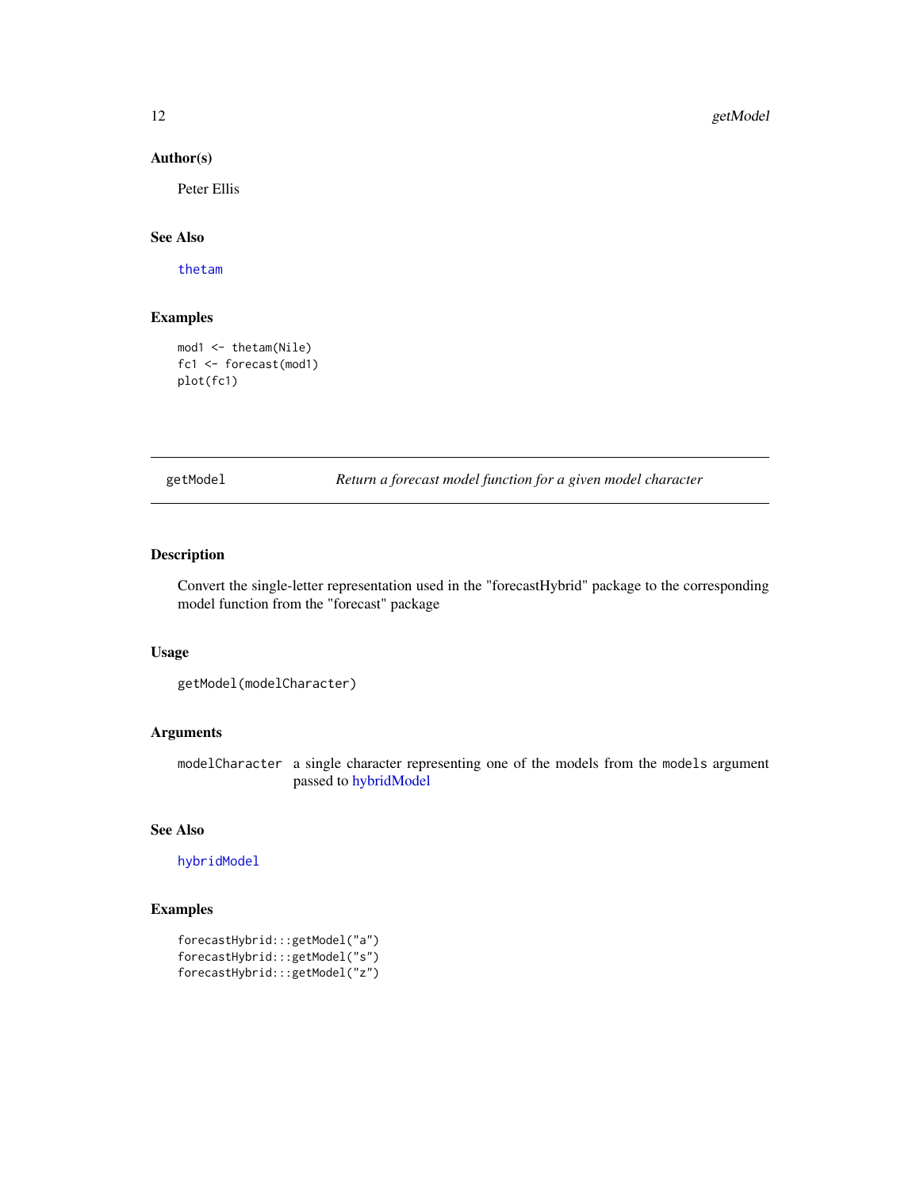### Author(s)

Peter Ellis

### See Also

thetam

### Examples

```
mod1 <- thetam(Nile)
fc1 <- forecast(mod1)
plot(fc1)
```

---

## getModel — *Return a forecast model function for a given model character*

### Description

Convert the single-letter representation used in the "forecastHybrid" package to the corresponding model function from the "forecast" package

### Usage

```
getModel(modelCharacter)
```

### Arguments

`modelCharacter` a single character representing one of the models from the `models` argument passed to hybridModel

### See Also

hybridModel

### Examples

```
forecastHybrid:::getModel("a")
forecastHybrid:::getModel("s")
forecastHybrid:::getModel("z")
```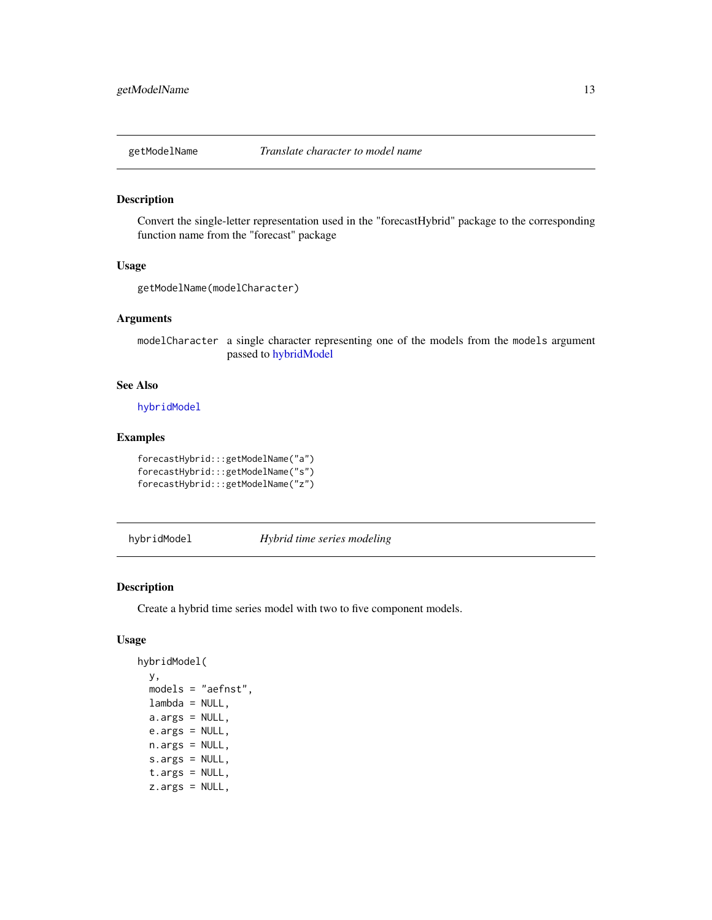## getModelName — *Translate character to model name*

### Description

Convert the single-letter representation used in the "forecastHybrid" package to the corresponding function name from the "forecast" package

### Usage

```
getModelName(modelCharacter)
```

### Arguments

| | |
|---|---|
| modelCharacter | a single character representing one of the models from the `models` argument passed to hybridModel |

### See Also

hybridModel

### Examples

```
forecastHybrid:::getModelName("a")
forecastHybrid:::getModelName("s")
forecastHybrid:::getModelName("z")
```

## hybridModel — *Hybrid time series modeling*

### Description

Create a hybrid time series model with two to five component models.

### Usage

```
hybridModel(
  y,
  models = "aefnst",
  lambda = NULL,
  a.args = NULL,
  e.args = NULL,
  n.args = NULL,
  s.args = NULL,
  t.args = NULL,
  z.args = NULL,
```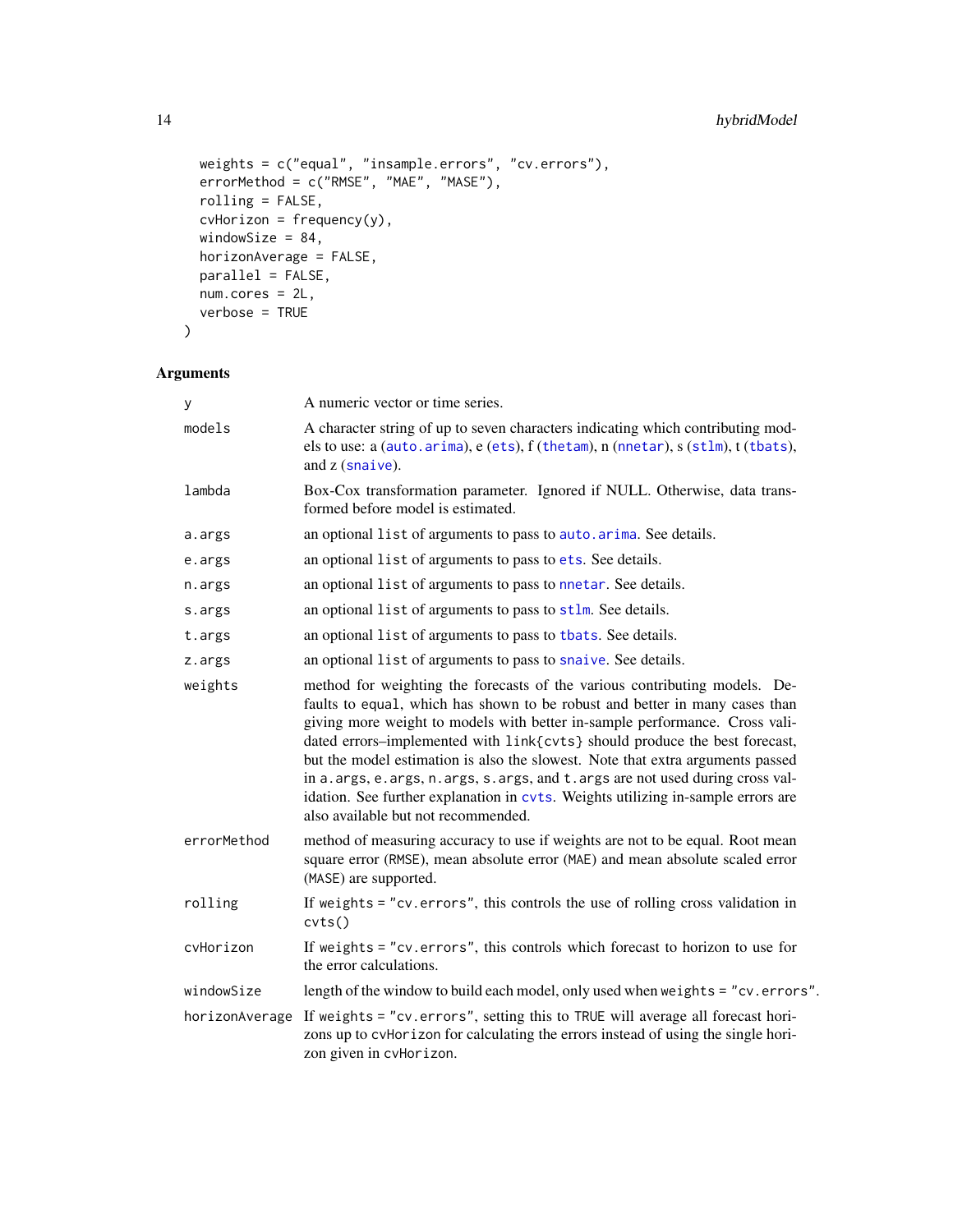```
  weights = c("equal", "insample.errors", "cv.errors"),
  errorMethod = c("RMSE", "MAE", "MASE"),
  rolling = FALSE,
  cvHorizon = frequency(y),
  windowSize = 84,
  horizonAverage = FALSE,
  parallel = FALSE,
  num.cores = 2L,
  verbose = TRUE
)
```

## Arguments

| | |
|---|---|
| y | A numeric vector or time series. |
| models | A character string of up to seven characters indicating which contributing models to use: a (auto.arima), e (ets), f (thetam), n (nnetar), s (stlm), t (tbats), and z (snaive). |
| lambda | Box-Cox transformation parameter. Ignored if NULL. Otherwise, data transformed before model is estimated. |
| a.args | an optional list of arguments to pass to auto.arima. See details. |
| e.args | an optional list of arguments to pass to ets. See details. |
| n.args | an optional list of arguments to pass to nnetar. See details. |
| s.args | an optional list of arguments to pass to stlm. See details. |
| t.args | an optional list of arguments to pass to tbats. See details. |
| z.args | an optional list of arguments to pass to snaive. See details. |
| weights | method for weighting the forecasts of the various contributing models. Defaults to equal, which has shown to be robust and better in many cases than giving more weight to models with better in-sample performance. Cross validated errors–implemented with link{cvts} should produce the best forecast, but the model estimation is also the slowest. Note that extra arguments passed in a.args, e.args, n.args, s.args, and t.args are not used during cross validation. See further explanation in cvts. Weights utilizing in-sample errors are also available but not recommended. |
| errorMethod | method of measuring accuracy to use if weights are not to be equal. Root mean square error (RMSE), mean absolute error (MAE) and mean absolute scaled error (MASE) are supported. |
| rolling | If weights = "cv.errors", this controls the use of rolling cross validation in cvts() |
| cvHorizon | If weights = "cv.errors", this controls which forecast to horizon to use for the error calculations. |
| windowSize | length of the window to build each model, only used when weights = "cv.errors". |
| horizonAverage | If weights = "cv.errors", setting this to TRUE will average all forecast horizons up to cvHorizon for calculating the errors instead of using the single horizon given in cvHorizon. |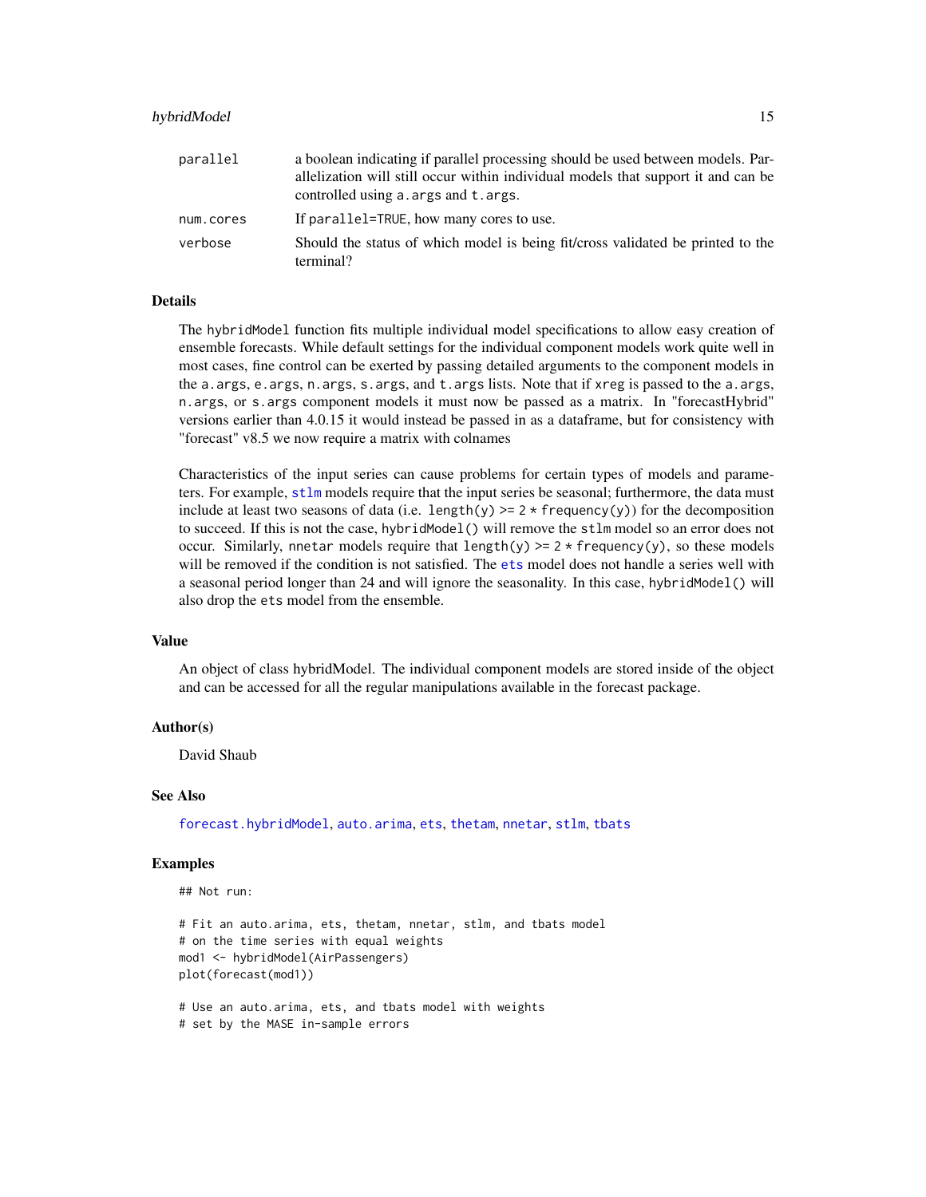| | |
|---|---|
| `parallel` | a boolean indicating if parallel processing should be used between models. Parallelization will still occur within individual models that support it and can be controlled using `a.args` and `t.args`. |
| `num.cores` | If `parallel=TRUE`, how many cores to use. |
| `verbose` | Should the status of which model is being fit/cross validated be printed to the terminal? |

## Details

The `hybridModel` function fits multiple individual model specifications to allow easy creation of ensemble forecasts. While default settings for the individual component models work quite well in most cases, fine control can be exerted by passing detailed arguments to the component models in the `a.args`, `e.args`, `n.args`, `s.args`, and `t.args` lists. Note that if `xreg` is passed to the `a.args`, `n.args`, or `s.args` component models it must now be passed as a matrix. In "forecastHybrid" versions earlier than 4.0.15 it would instead be passed in as a dataframe, but for consistency with "forecast" v8.5 we now require a matrix with colnames

Characteristics of the input series can cause problems for certain types of models and parameters. For example, `stlm` models require that the input series be seasonal; furthermore, the data must include at least two seasons of data (i.e. `length(y) >= 2 * frequency(y)`) for the decomposition to succeed. If this is not the case, `hybridModel()` will remove the `stlm` model so an error does not occur. Similarly, `nnetar` models require that `length(y) >= 2 * frequency(y)`, so these models will be removed if the condition is not satisfied. The `ets` model does not handle a series well with a seasonal period longer than 24 and will ignore the seasonality. In this case, `hybridModel()` will also drop the `ets` model from the ensemble.

## Value

An object of class hybridModel. The individual component models are stored inside of the object and can be accessed for all the regular manipulations available in the forecast package.

## Author(s)

David Shaub

## See Also

`forecast.hybridModel`, `auto.arima`, `ets`, `thetam`, `nnetar`, `stlm`, `tbats`

## Examples

```
## Not run:

# Fit an auto.arima, ets, thetam, nnetar, stlm, and tbats model
# on the time series with equal weights
mod1 <- hybridModel(AirPassengers)
plot(forecast(mod1))

# Use an auto.arima, ets, and tbats model with weights
# set by the MASE in-sample errors
```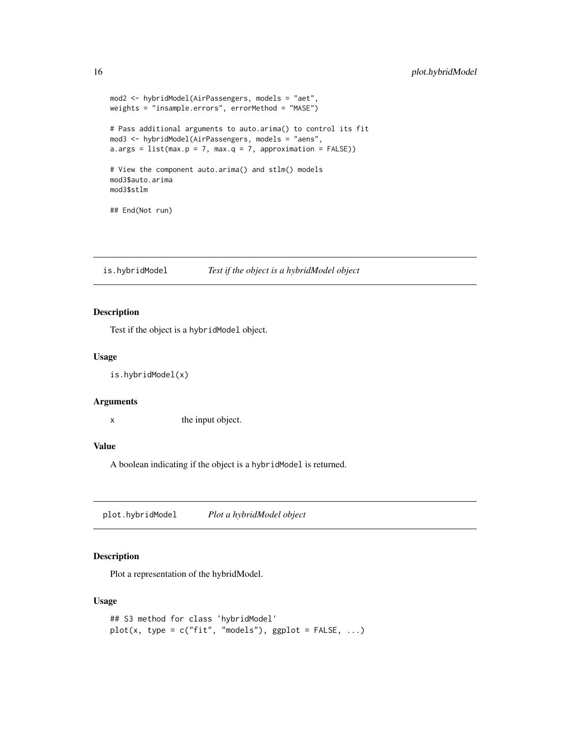```
mod2 <- hybridModel(AirPassengers, models = "aet",
weights = "insample.errors", errorMethod = "MASE")

# Pass additional arguments to auto.arima() to control its fit
mod3 <- hybridModel(AirPassengers, models = "aens",
a.args = list(max.p = 7, max.q = 7, approximation = FALSE))

# View the component auto.arima() and stlm() models
mod3$auto.arima
mod3$stlm

## End(Not run)
```

## is.hybridModel — *Test if the object is a hybridModel object*

### Description

Test if the object is a `hybridModel` object.

### Usage

```
is.hybridModel(x)
```

### Arguments

| | |
|---|---|
| x | the input object. |

### Value

A boolean indicating if the object is a `hybridModel` is returned.

## plot.hybridModel — *Plot a hybridModel object*

### Description

Plot a representation of the hybridModel.

### Usage

```
## S3 method for class 'hybridModel'
plot(x, type = c("fit", "models"), ggplot = FALSE, ...)
```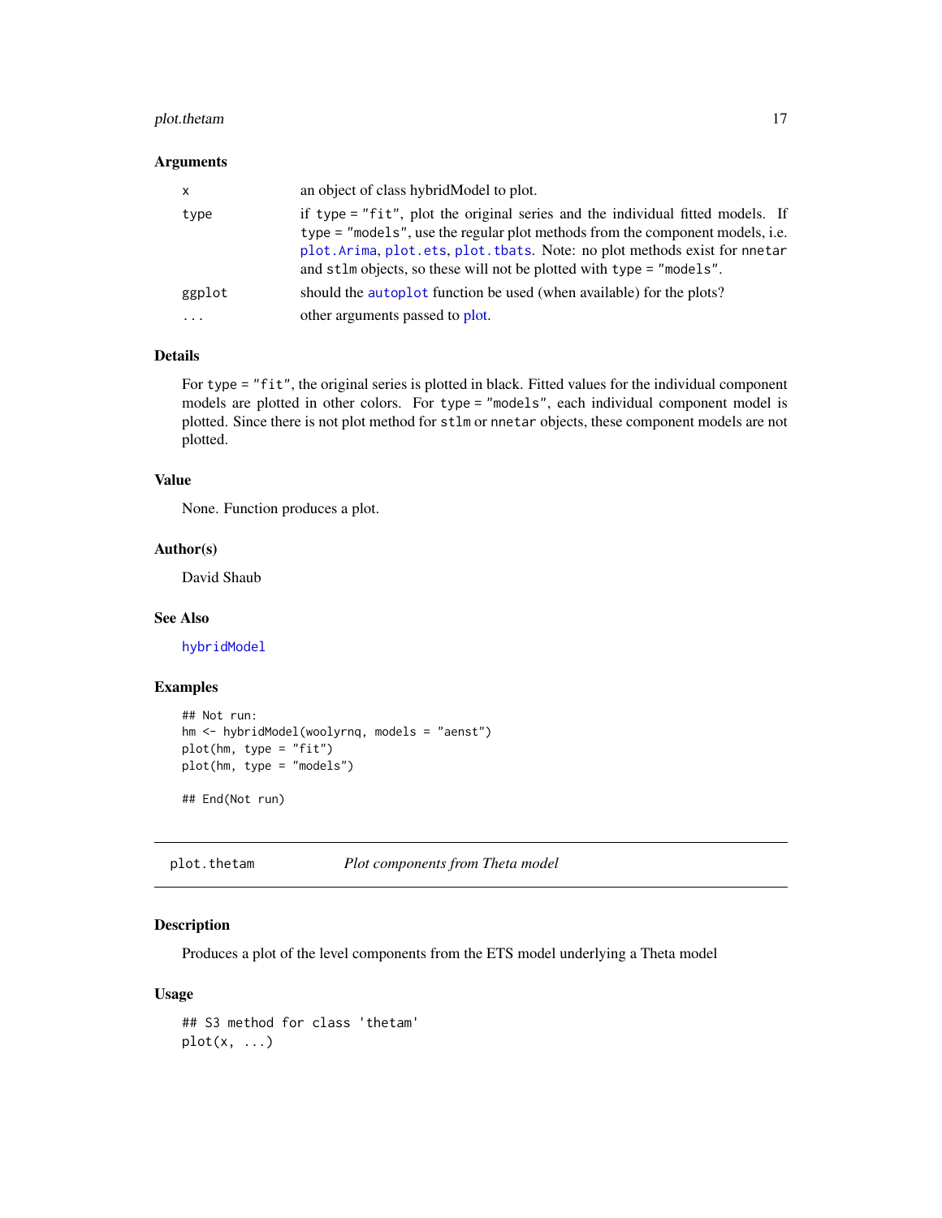### Arguments

| | |
|---|---|
| x | an object of class hybridModel to plot. |
| type | if `type = "fit"`, plot the original series and the individual fitted models. If `type = "models"`, use the regular plot methods from the component models, i.e. `plot.Arima`, `plot.ets`, `plot.tbats`. Note: no plot methods exist for `nnetar` and `stlm` objects, so these will not be plotted with `type = "models"`. |
| ggplot | should the `autoplot` function be used (when available) for the plots? |
| ... | other arguments passed to plot. |

### Details

For `type = "fit"`, the original series is plotted in black. Fitted values for the individual component models are plotted in other colors. For `type = "models"`, each individual component model is plotted. Since there is not plot method for `stlm` or `nnetar` objects, these component models are not plotted.

### Value

None. Function produces a plot.

### Author(s)

David Shaub

### See Also

`hybridModel`

### Examples

```
## Not run:
hm <- hybridModel(woolyrnq, models = "aenst")
plot(hm, type = "fit")
plot(hm, type = "models")

## End(Not run)
```

---

## plot.thetam — *Plot components from Theta model*

---

### Description

Produces a plot of the level components from the ETS model underlying a Theta model

### Usage

```
## S3 method for class 'thetam'
plot(x, ...)
```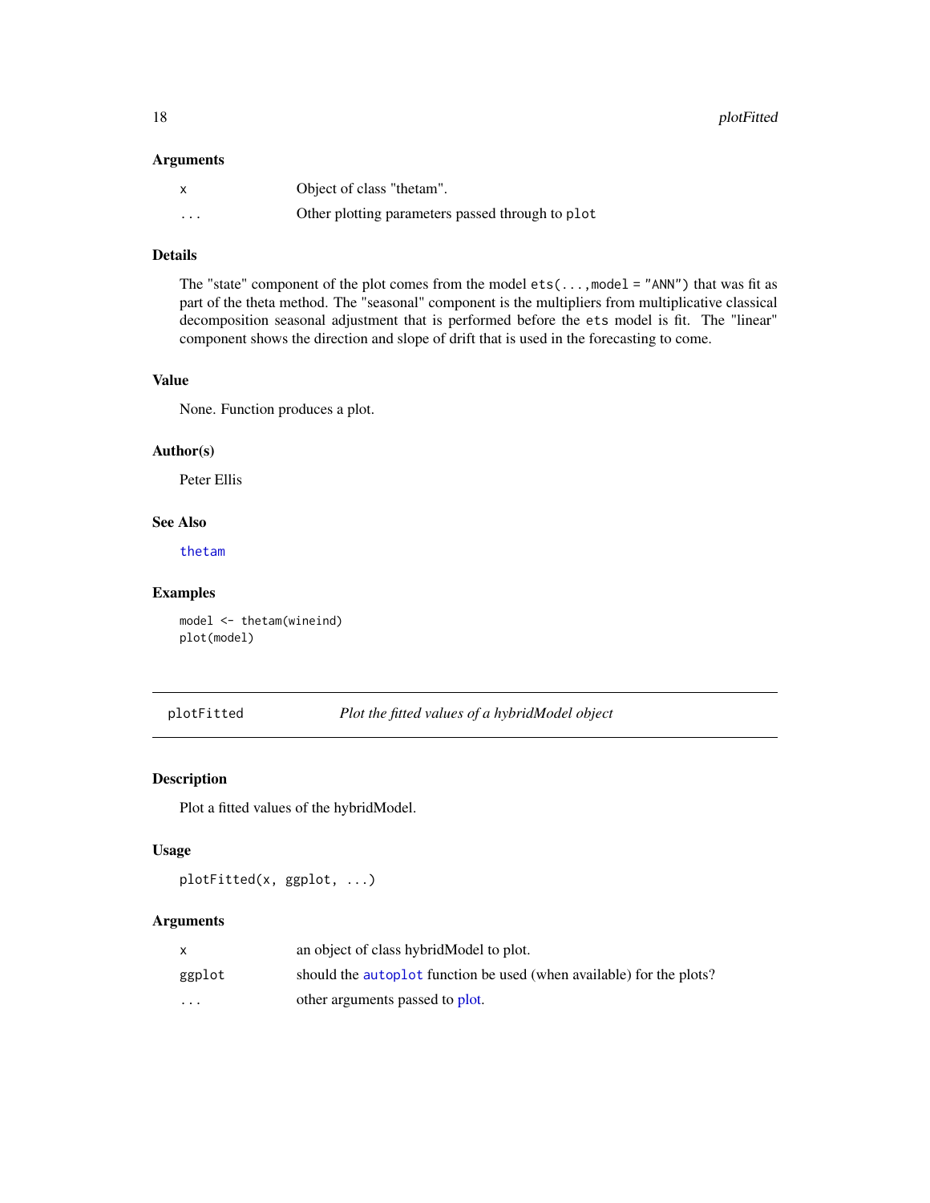### Arguments

| | |
|---|---|
| x | Object of class "thetam". |
| ... | Other plotting parameters passed through to `plot` |

### Details

The "state" component of the plot comes from the model `ets(...,model = "ANN")` that was fit as part of the theta method. The "seasonal" component is the multipliers from multiplicative classical decomposition seasonal adjustment that is performed before the `ets` model is fit. The "linear" component shows the direction and slope of drift that is used in the forecasting to come.

### Value

None. Function produces a plot.

### Author(s)

Peter Ellis

### See Also

`thetam`

### Examples

```
model <- thetam(wineind)
plot(model)
```

---

## plotFitted — *Plot the fitted values of a hybridModel object*

### Description

Plot a fitted values of the hybridModel.

### Usage

```
plotFitted(x, ggplot, ...)
```

### Arguments

| | |
|---|---|
| x | an object of class hybridModel to plot. |
| ggplot | should the `autoplot` function be used (when available) for the plots? |
| ... | other arguments passed to plot. |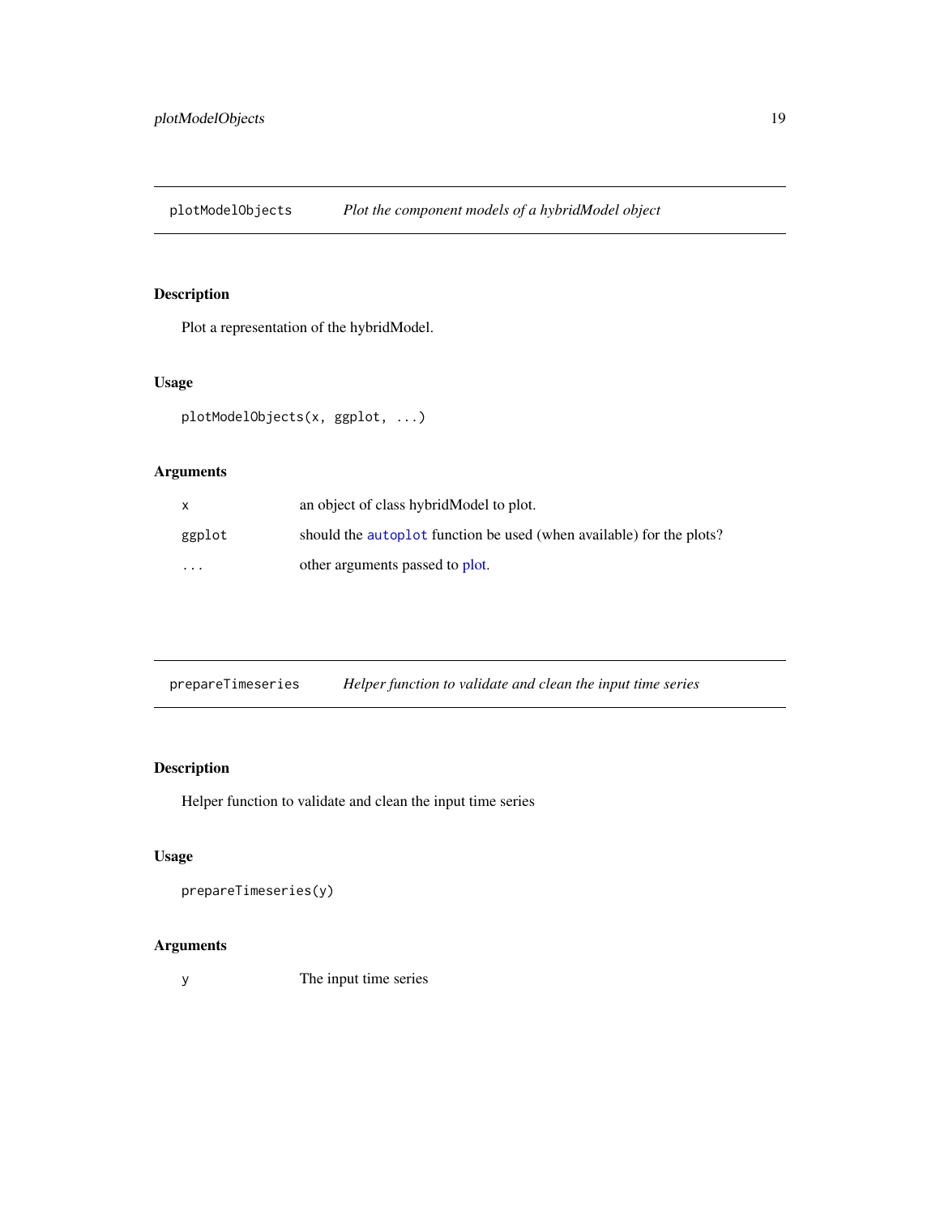## plotModelObjects — *Plot the component models of a hybridModel object*

### Description

Plot a representation of the hybridModel.

### Usage

```
plotModelObjects(x, ggplot, ...)
```

### Arguments

| | |
|---|---|
| `x` | an object of class hybridModel to plot. |
| `ggplot` | should the `autoplot` function be used (when available) for the plots? |
| `...` | other arguments passed to plot. |

## prepareTimeseries — *Helper function to validate and clean the input time series*

### Description

Helper function to validate and clean the input time series

### Usage

```
prepareTimeseries(y)
```

### Arguments

| | |
|---|---|
| `y` | The input time series |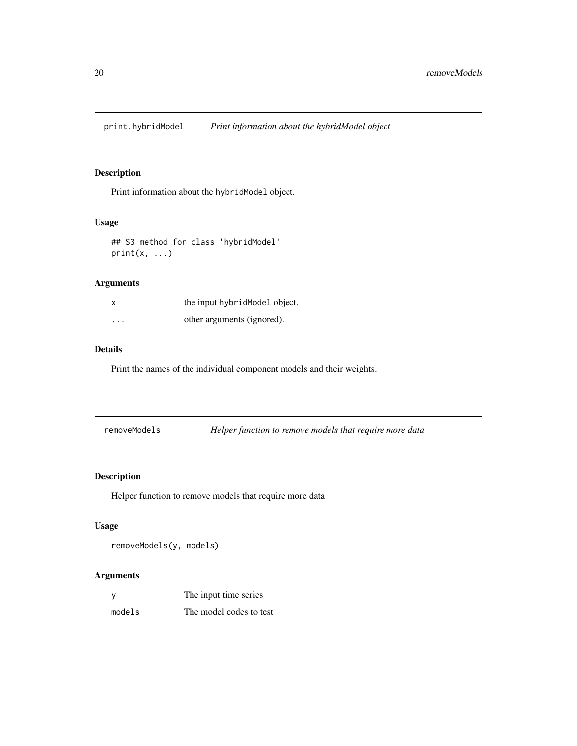## print.hybridModel *Print information about the hybridModel object*

### Description

Print information about the `hybridModel` object.

### Usage

```
## S3 method for class 'hybridModel'
print(x, ...)
```

### Arguments

| | |
|---|---|
| x | the input `hybridModel` object. |
| ... | other arguments (ignored). |

### Details

Print the names of the individual component models and their weights.

## removeModels *Helper function to remove models that require more data*

### Description

Helper function to remove models that require more data

### Usage

```
removeModels(y, models)
```

### Arguments

| | |
|---|---|
| y | The input time series |
| models | The model codes to test |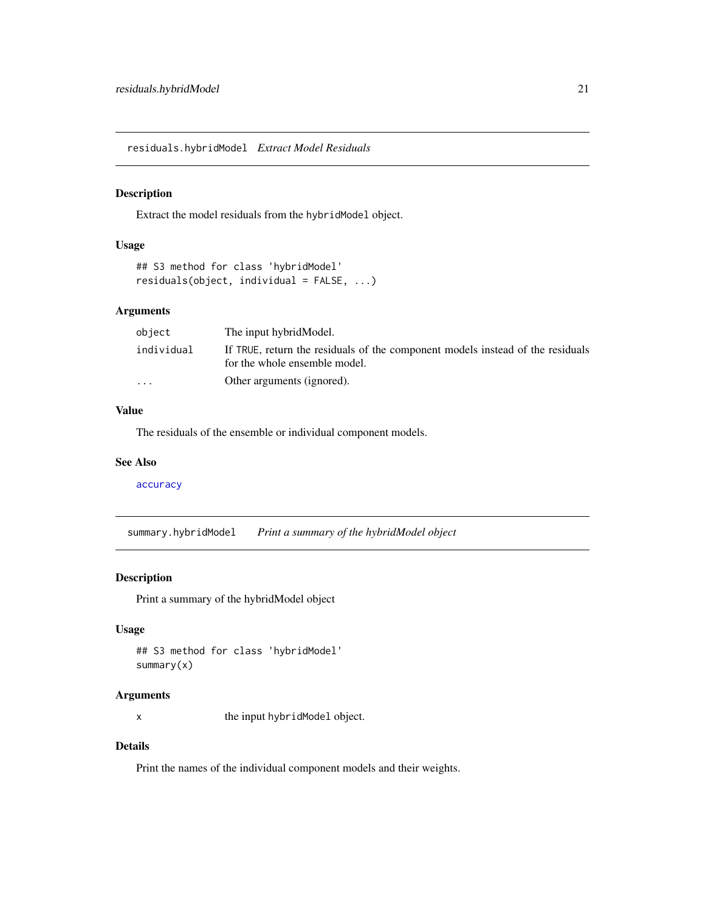## residuals.hybridModel *Extract Model Residuals*

### Description

Extract the model residuals from the hybridModel object.

### Usage

```
## S3 method for class 'hybridModel'
residuals(object, individual = FALSE, ...)
```

### Arguments

| | |
|---|---|
| object | The input hybridModel. |
| individual | If TRUE, return the residuals of the component models instead of the residuals for the whole ensemble model. |
| ... | Other arguments (ignored). |

### Value

The residuals of the ensemble or individual component models.

### See Also

accuracy

## summary.hybridModel *Print a summary of the hybridModel object*

### Description

Print a summary of the hybridModel object

### Usage

```
## S3 method for class 'hybridModel'
summary(x)
```

### Arguments

| | |
|---|---|
| x | the input hybridModel object. |

### Details

Print the names of the individual component models and their weights.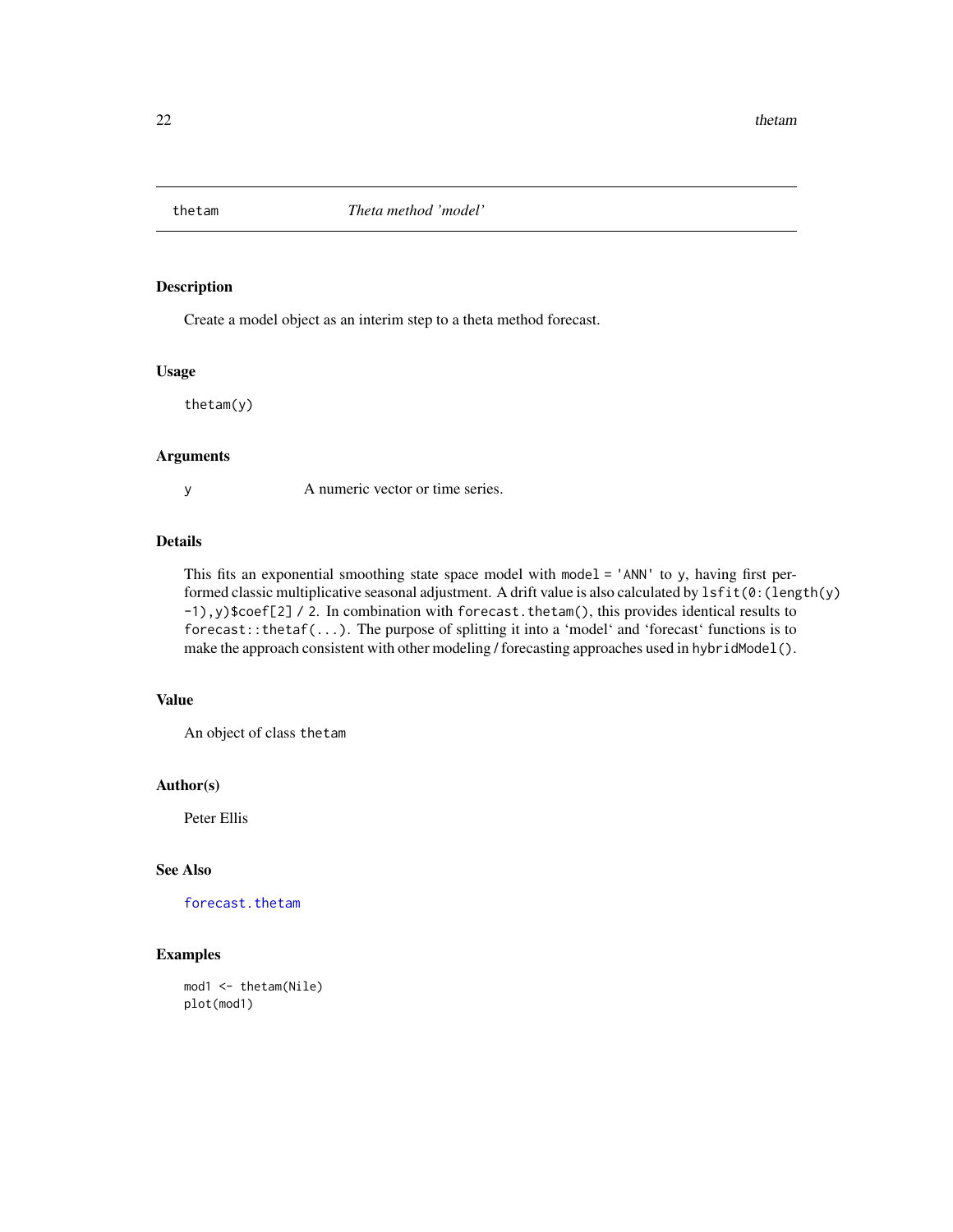# thetam — *Theta method 'model'*

## Description

Create a model object as an interim step to a theta method forecast.

## Usage

```
thetam(y)
```

## Arguments

| | |
|---|---|
| `y` | A numeric vector or time series. |

## Details

This fits an exponential smoothing state space model with `model = 'ANN'` to `y`, having first performed classic multiplicative seasonal adjustment. A drift value is also calculated by `lsfit(0:(length(y)-1),y)$coef[2] / 2`. In combination with `forecast.thetam()`, this provides identical results to `forecast::thetaf(...)`. The purpose of splitting it into a 'model' and 'forecast' functions is to make the approach consistent with other modeling / forecasting approaches used in `hybridModel()`.

## Value

An object of class `thetam`

## Author(s)

Peter Ellis

## See Also

`forecast.thetam`

## Examples

```
mod1 <- thetam(Nile)
plot(mod1)
```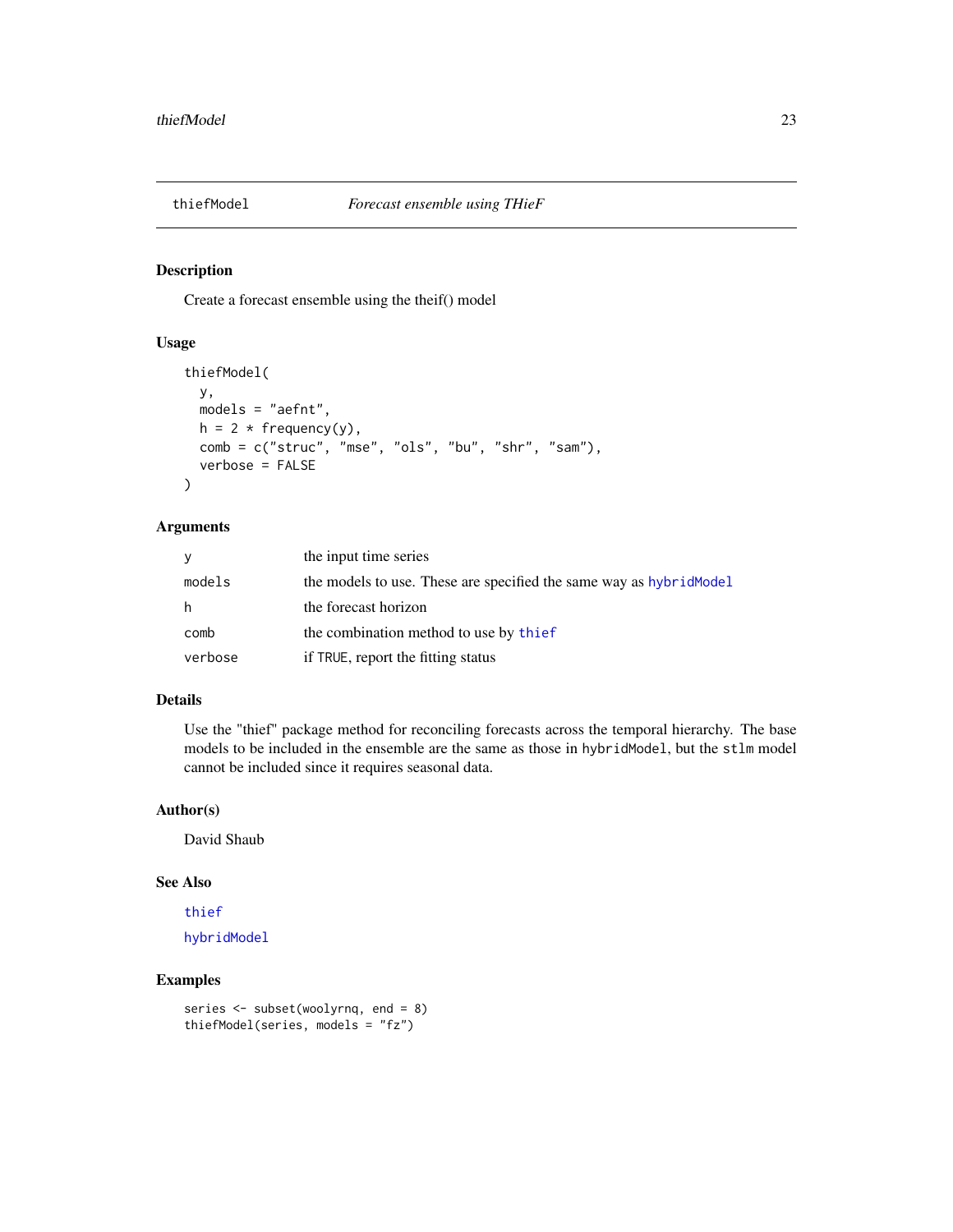thiefModel *Forecast ensemble using THieF*

## Description

Create a forecast ensemble using the theif() model

## Usage

```
thiefModel(
  y,
  models = "aefnt",
  h = 2 * frequency(y),
  comb = c("struc", "mse", "ols", "bu", "shr", "sam"),
  verbose = FALSE
)
```

## Arguments

| | |
|---|---|
| y | the input time series |
| models | the models to use. These are specified the same way as hybridModel |
| h | the forecast horizon |
| comb | the combination method to use by thief |
| verbose | if TRUE, report the fitting status |

## Details

Use the "thief" package method for reconciling forecasts across the temporal hierarchy. The base models to be included in the ensemble are the same as those in hybridModel, but the stlm model cannot be included since it requires seasonal data.

## Author(s)

David Shaub

## See Also

thief

hybridModel

## Examples

```
series <- subset(woolyrnq, end = 8)
thiefModel(series, models = "fz")
```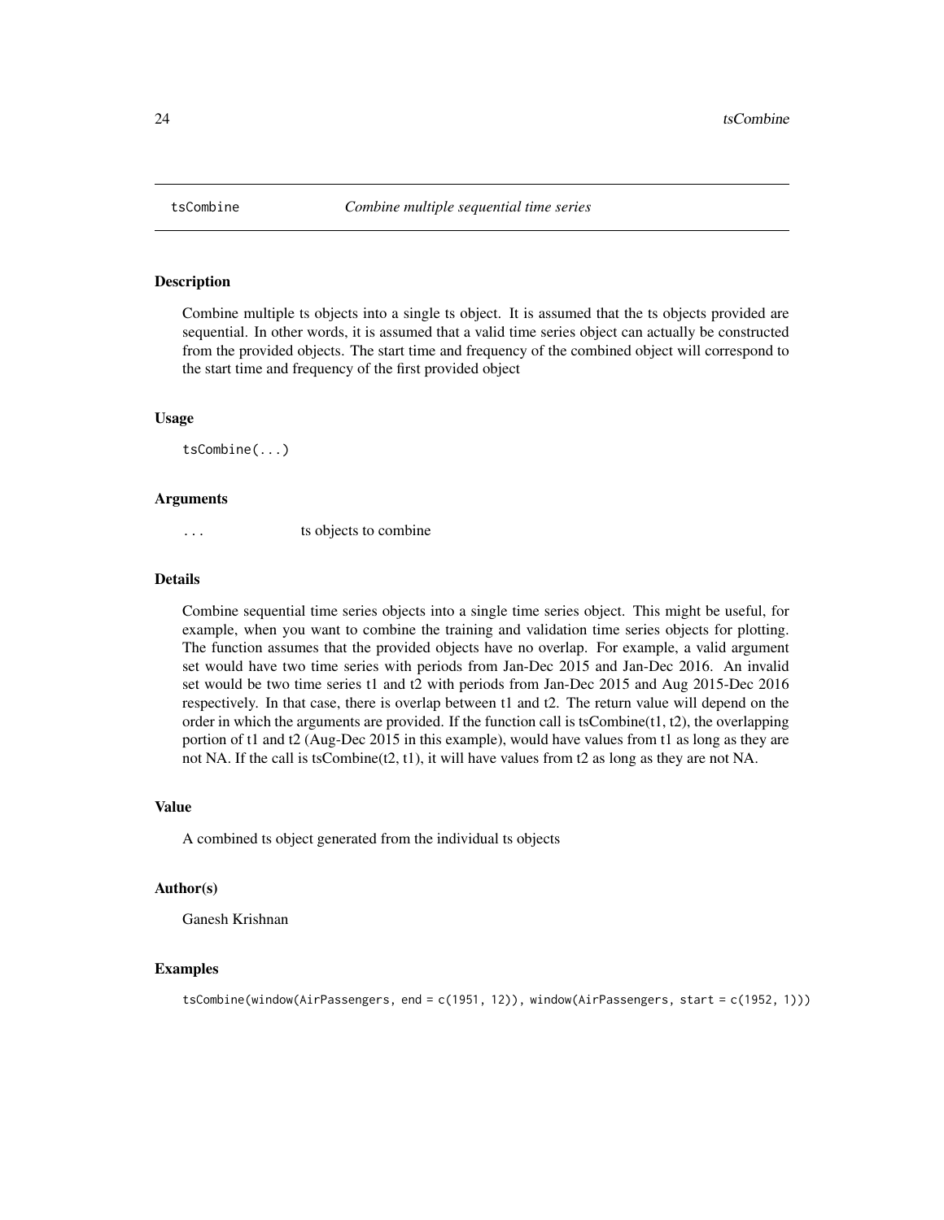## tsCombine *Combine multiple sequential time series*

### Description

Combine multiple ts objects into a single ts object. It is assumed that the ts objects provided are sequential. In other words, it is assumed that a valid time series object can actually be constructed from the provided objects. The start time and frequency of the combined object will correspond to the start time and frequency of the first provided object

### Usage

```
tsCombine(...)
```

### Arguments

| | |
|---|---|
| ... | ts objects to combine |

### Details

Combine sequential time series objects into a single time series object. This might be useful, for example, when you want to combine the training and validation time series objects for plotting. The function assumes that the provided objects have no overlap. For example, a valid argument set would have two time series with periods from Jan-Dec 2015 and Jan-Dec 2016. An invalid set would be two time series t1 and t2 with periods from Jan-Dec 2015 and Aug 2015-Dec 2016 respectively. In that case, there is overlap between t1 and t2. The return value will depend on the order in which the arguments are provided. If the function call is tsCombine(t1, t2), the overlapping portion of t1 and t2 (Aug-Dec 2015 in this example), would have values from t1 as long as they are not NA. If the call is tsCombine(t2, t1), it will have values from t2 as long as they are not NA.

### Value

A combined ts object generated from the individual ts objects

### Author(s)

Ganesh Krishnan

### Examples

```
tsCombine(window(AirPassengers, end = c(1951, 12)), window(AirPassengers, start = c(1952, 1)))
```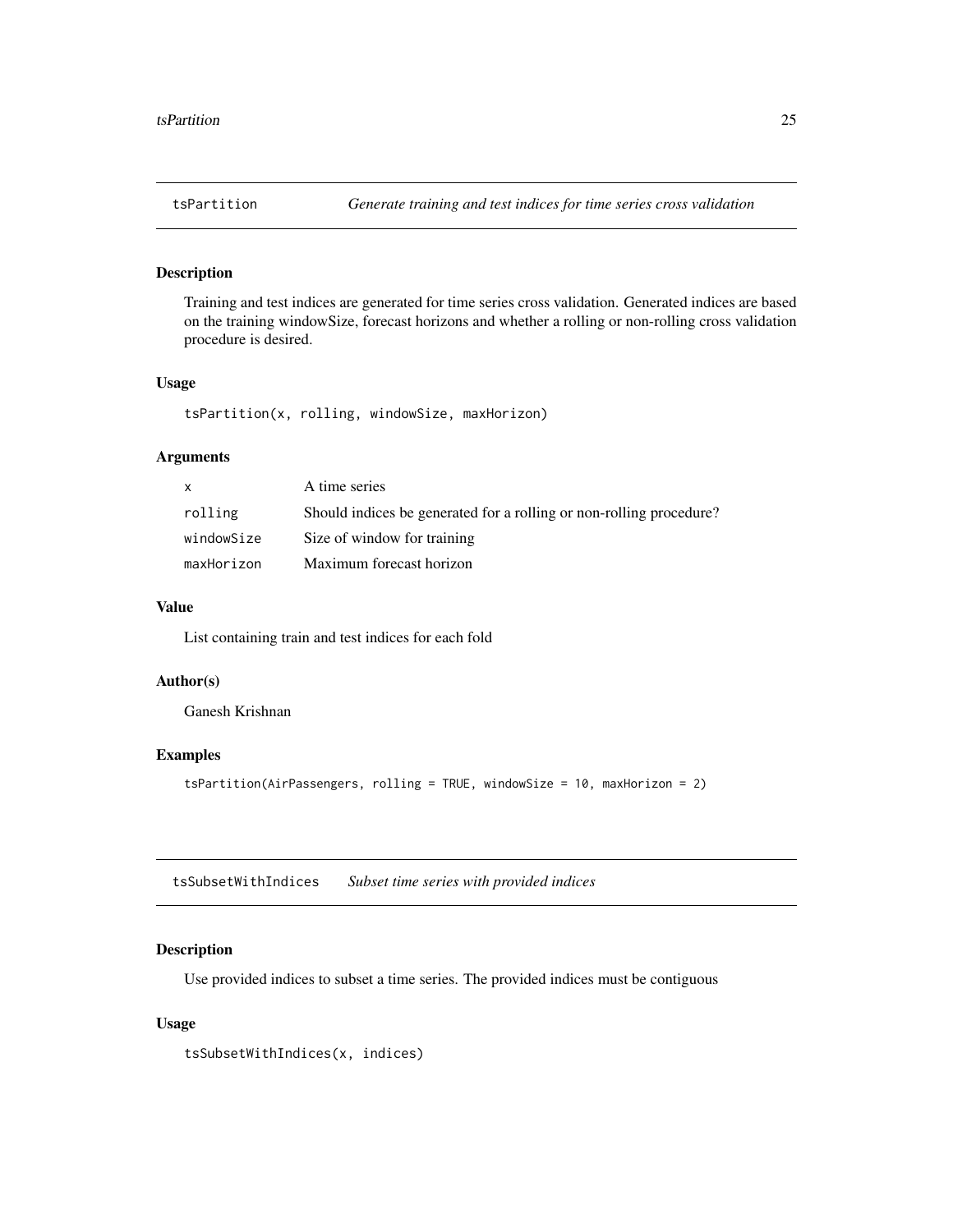## tsPartition *Generate training and test indices for time series cross validation*

### Description

Training and test indices are generated for time series cross validation. Generated indices are based on the training windowSize, forecast horizons and whether a rolling or non-rolling cross validation procedure is desired.

### Usage

```
tsPartition(x, rolling, windowSize, maxHorizon)
```

### Arguments

| | |
|---|---|
| x | A time series |
| rolling | Should indices be generated for a rolling or non-rolling procedure? |
| windowSize | Size of window for training |
| maxHorizon | Maximum forecast horizon |

### Value

List containing train and test indices for each fold

### Author(s)

Ganesh Krishnan

### Examples

```
tsPartition(AirPassengers, rolling = TRUE, windowSize = 10, maxHorizon = 2)
```

## tsSubsetWithIndices *Subset time series with provided indices*

### Description

Use provided indices to subset a time series. The provided indices must be contiguous

### Usage

```
tsSubsetWithIndices(x, indices)
```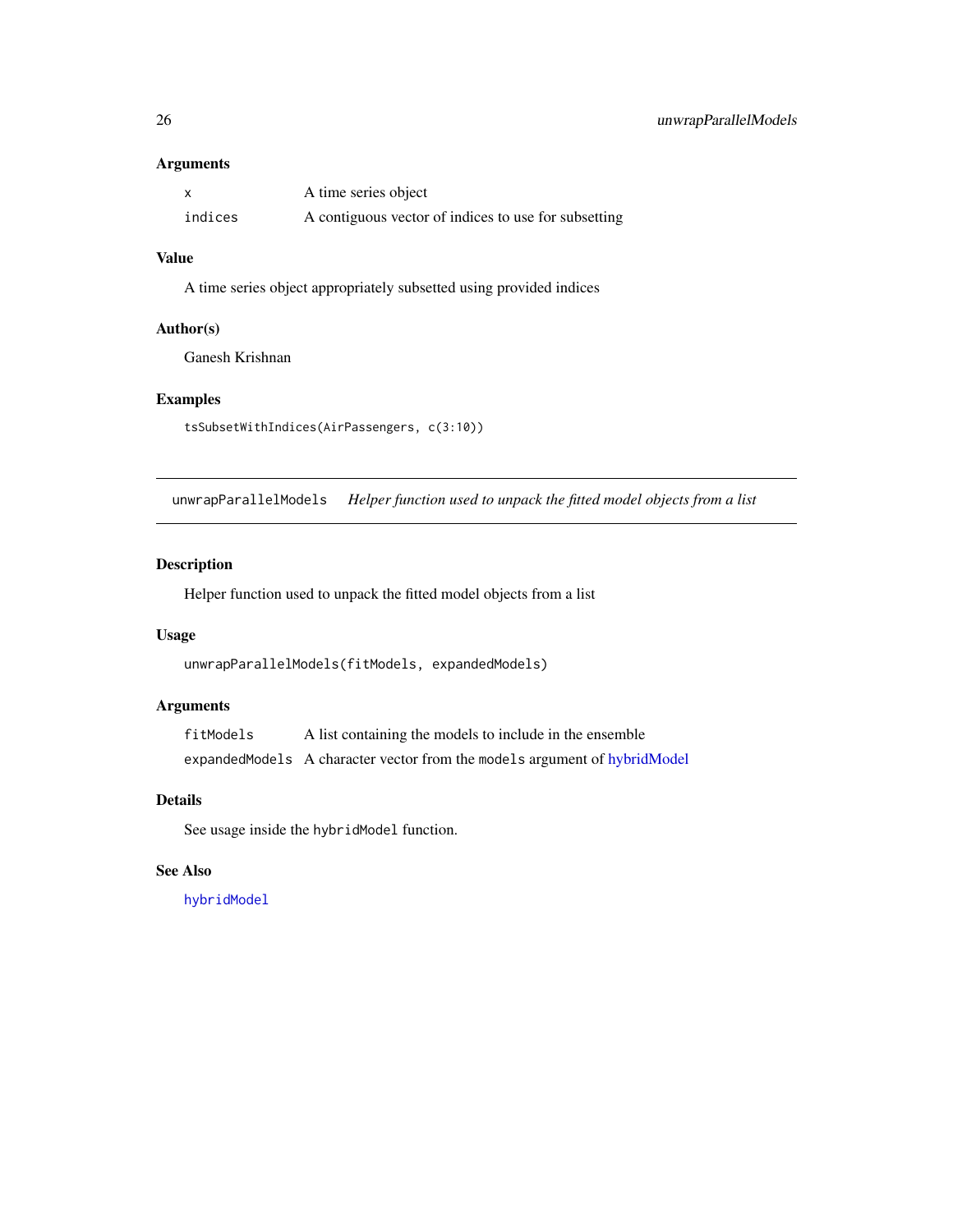### Arguments

| | |
|---|---|
| x | A time series object |
| indices | A contiguous vector of indices to use for subsetting |

### Value

A time series object appropriately subsetted using provided indices

### Author(s)

Ganesh Krishnan

### Examples

```
tsSubsetWithIndices(AirPassengers, c(3:10))
```

---

## unwrapParallelModels *Helper function used to unpack the fitted model objects from a list*

---

### Description

Helper function used to unpack the fitted model objects from a list

### Usage

```
unwrapParallelModels(fitModels, expandedModels)
```

### Arguments

| | |
|---|---|
| fitModels | A list containing the models to include in the ensemble |
| expandedModels | A character vector from the `models` argument of hybridModel |

### Details

See usage inside the `hybridModel` function.

### See Also

`hybridModel`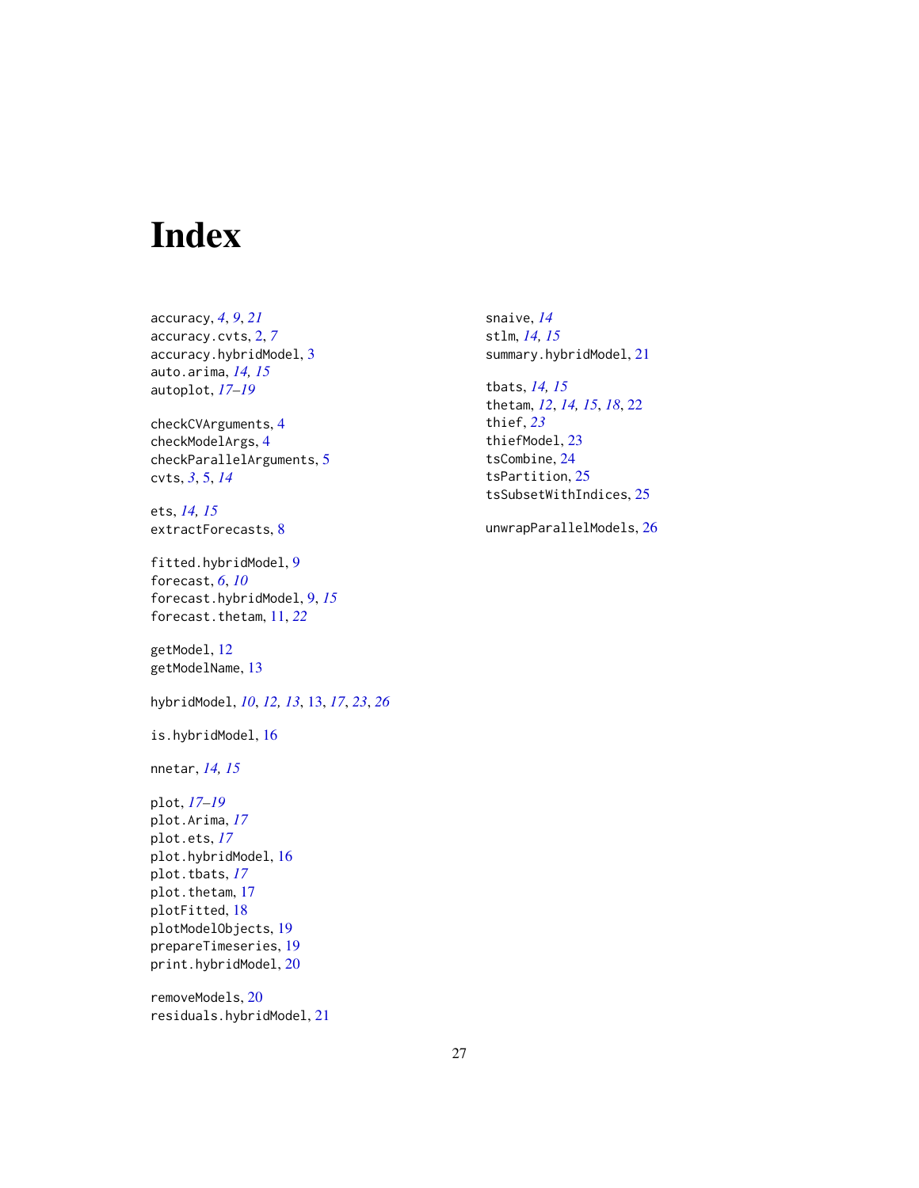# Index

accuracy, *4*, *9*, *21*
accuracy.cvts, 2, *7*
accuracy.hybridModel, 3
auto.arima, *14, 15*
autoplot, *17–19*

checkCVArguments, 4
checkModelArgs, 4
checkParallelArguments, 5
cvts, *3*, 5, *14*

ets, *14, 15*
extractForecasts, 8

fitted.hybridModel, 9
forecast, *6*, *10*
forecast.hybridModel, 9, *15*
forecast.thetam, 11, *22*

getModel, 12
getModelName, 13

hybridModel, *10*, *12, 13*, 13, *17*, *23*, *26*

is.hybridModel, 16

nnetar, *14, 15*

plot, *17–19*
plot.Arima, *17*
plot.ets, *17*
plot.hybridModel, 16
plot.tbats, *17*
plot.thetam, 17
plotFitted, 18
plotModelObjects, 19
prepareTimeseries, 19
print.hybridModel, 20

removeModels, 20
residuals.hybridModel, 21

snaive, *14*
stlm, *14, 15*
summary.hybridModel, 21

tbats, *14, 15*
thetam, *12*, *14, 15*, *18*, 22
thief, *23*
thiefModel, 23
tsCombine, 24
tsPartition, 25
tsSubsetWithIndices, 25

unwrapParallelModels, 26